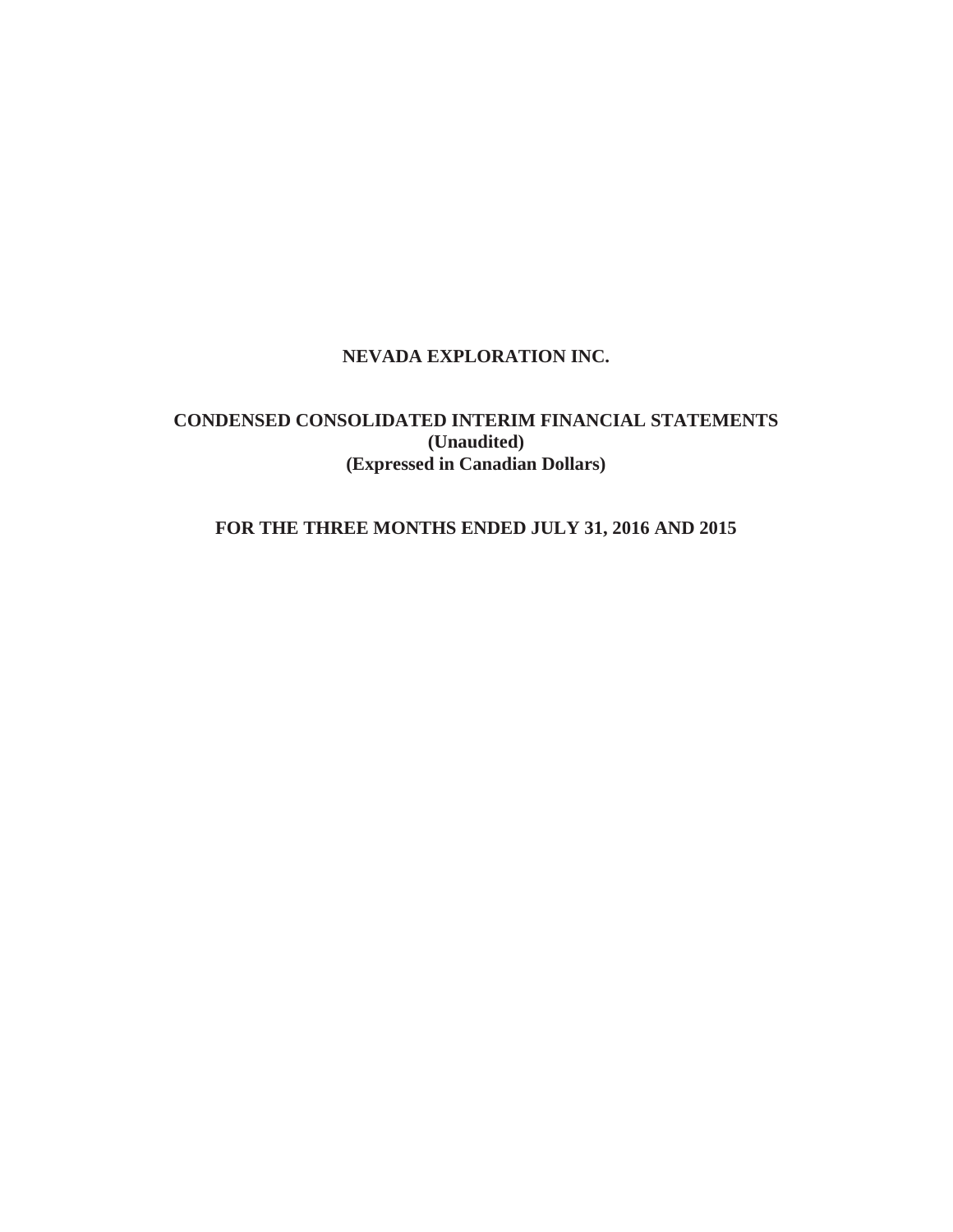# NEVADA EXPLORATION INC.

## CONDENSED CONSOLIDATED INTERIM FINANCIAL STATEMENTS
**(Unaudited)**
**(Expressed in Canadian Dollars)**

## FOR THE THREE MONTHS ENDED JULY 31, 2016 AND 2015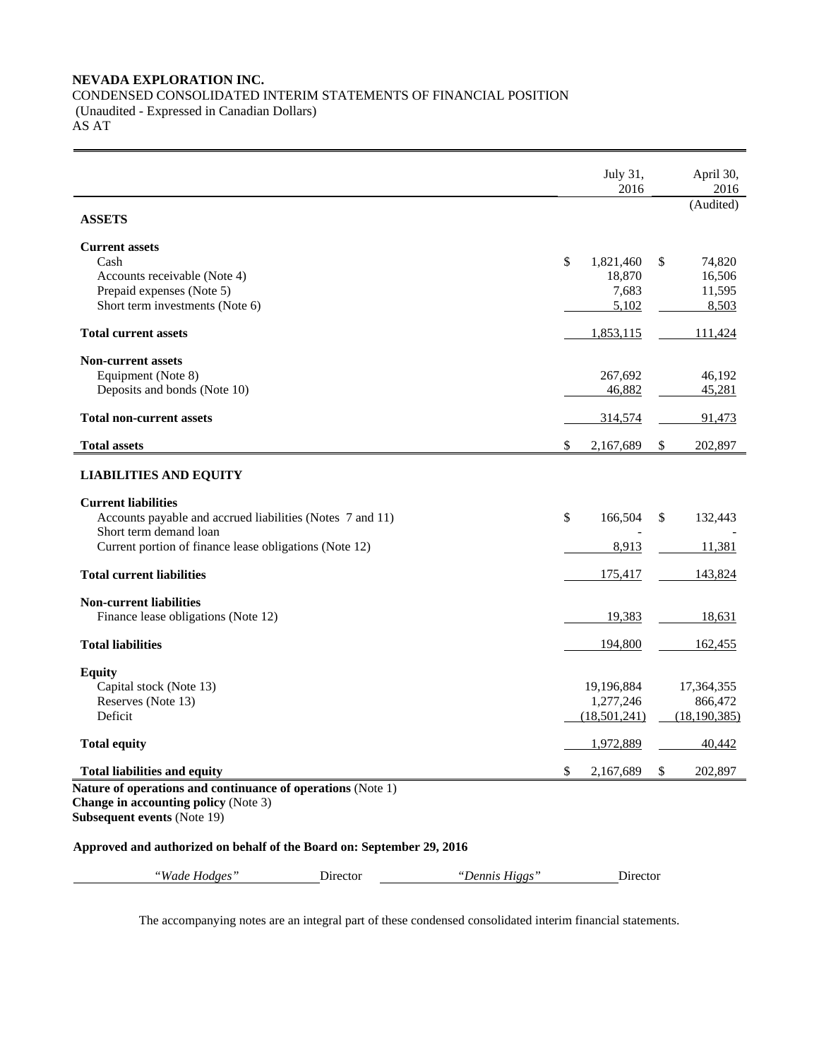**NEVADA EXPLORATION INC.**
CONDENSED CONSOLIDATED INTERIM STATEMENTS OF FINANCIAL POSITION
(Unaudited - Expressed in Canadian Dollars)
AS AT

| | July 31, 2016 | April 30, 2016 (Audited) |
|---|---|---|
| **ASSETS** | | |
| **Current assets** | | |
| Cash | $ 1,821,460 | $ 74,820 |
| Accounts receivable (Note 4) | 18,870 | 16,506 |
| Prepaid expenses (Note 5) | 7,683 | 11,595 |
| Short term investments (Note 6) | 5,102 | 8,503 |
| **Total current assets** | 1,853,115 | 111,424 |
| **Non-current assets** | | |
| Equipment (Note 8) | 267,692 | 46,192 |
| Deposits and bonds (Note 10) | 46,882 | 45,281 |
| **Total non-current assets** | 314,574 | 91,473 |
| **Total assets** | $ 2,167,689 | $ 202,897 |
| **LIABILITIES AND EQUITY** | | |
| **Current liabilities** | | |
| Accounts payable and accrued liabilities (Notes 7 and 11) | $ 166,504 | $ 132,443 |
| Short term demand loan | - | - |
| Current portion of finance lease obligations (Note 12) | 8,913 | 11,381 |
| **Total current liabilities** | 175,417 | 143,824 |
| **Non-current liabilities** | | |
| Finance lease obligations (Note 12) | 19,383 | 18,631 |
| **Total liabilities** | 194,800 | 162,455 |
| **Equity** | | |
| Capital stock (Note 13) | 19,196,884 | 17,364,355 |
| Reserves (Note 13) | 1,277,246 | 866,472 |
| Deficit | (18,501,241) | (18,190,385) |
| **Total equity** | 1,972,889 | 40,442 |
| **Total liabilities and equity** | $ 2,167,689 | $ 202,897 |

**Nature of operations and continuance of operations** (Note 1)
**Change in accounting policy** (Note 3)
**Subsequent events** (Note 19)

**Approved and authorized on behalf of the Board on: September 29, 2016**

*"Wade Hodges"* Director *"Dennis Higgs"* Director

The accompanying notes are an integral part of these condensed consolidated interim financial statements.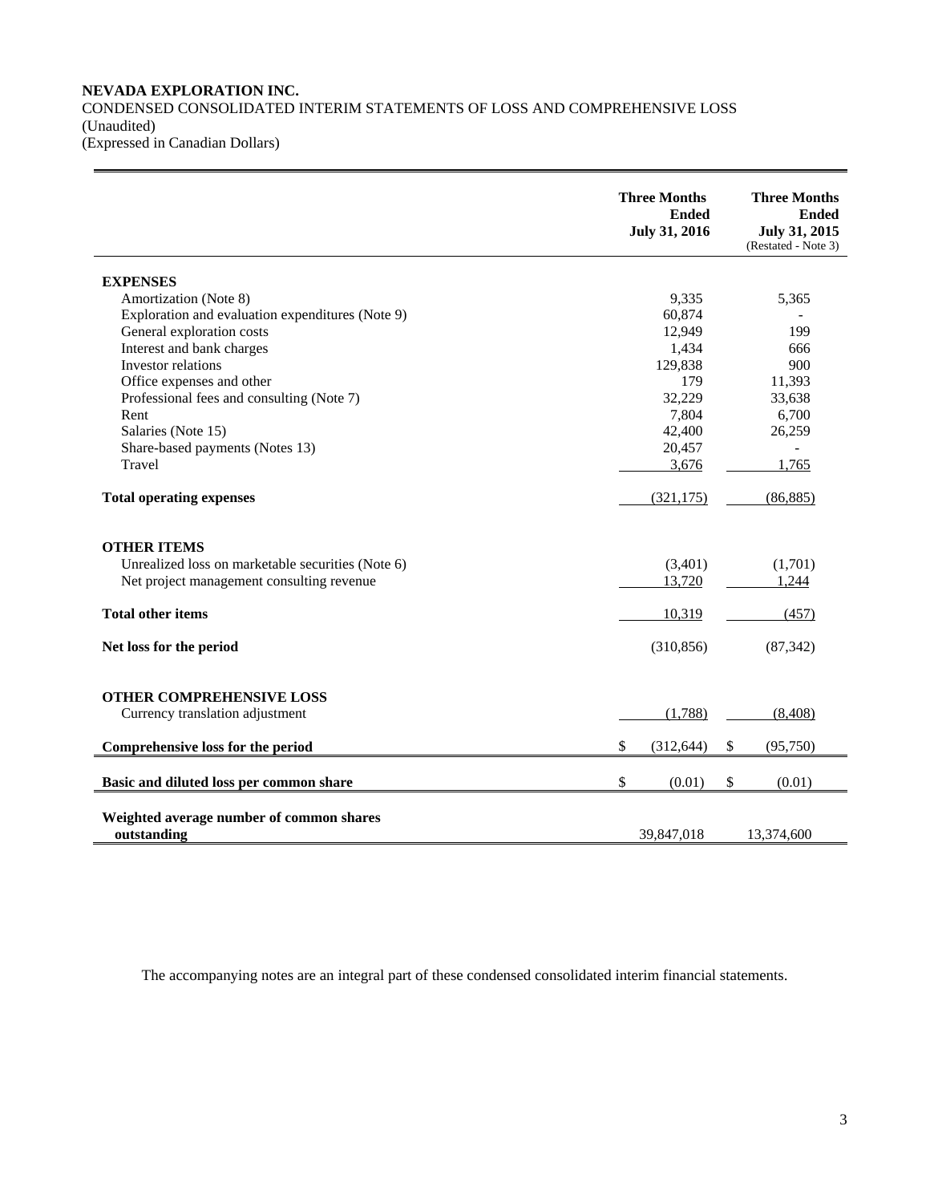**NEVADA EXPLORATION INC.**
CONDENSED CONSOLIDATED INTERIM STATEMENTS OF LOSS AND COMPREHENSIVE LOSS
(Unaudited)
(Expressed in Canadian Dollars)

| | Three Months Ended July 31, 2016 | Three Months Ended July 31, 2015 (Restated - Note 3) |
|---|---|---|
| **EXPENSES** | | |
| Amortization (Note 8) | 9,335 | 5,365 |
| Exploration and evaluation expenditures (Note 9) | 60,874 | - |
| General exploration costs | 12,949 | 199 |
| Interest and bank charges | 1,434 | 666 |
| Investor relations | 129,838 | 900 |
| Office expenses and other | 179 | 11,393 |
| Professional fees and consulting (Note 7) | 32,229 | 33,638 |
| Rent | 7,804 | 6,700 |
| Salaries (Note 15) | 42,400 | 26,259 |
| Share-based payments (Notes 13) | 20,457 | - |
| Travel | 3,676 | 1,765 |
| **Total operating expenses** | (321,175) | (86,885) |
| **OTHER ITEMS** | | |
| Unrealized loss on marketable securities (Note 6) | (3,401) | (1,701) |
| Net project management consulting revenue | 13,720 | 1,244 |
| **Total other items** | 10,319 | (457) |
| **Net loss for the period** | (310,856) | (87,342) |
| **OTHER COMPREHENSIVE LOSS** | | |
| Currency translation adjustment | (1,788) | (8,408) |
| **Comprehensive loss for the period** | $ (312,644) | $ (95,750) |
| **Basic and diluted loss per common share** | $ (0.01) | $ (0.01) |
| **Weighted average number of common shares outstanding** | 39,847,018 | 13,374,600 |

The accompanying notes are an integral part of these condensed consolidated interim financial statements.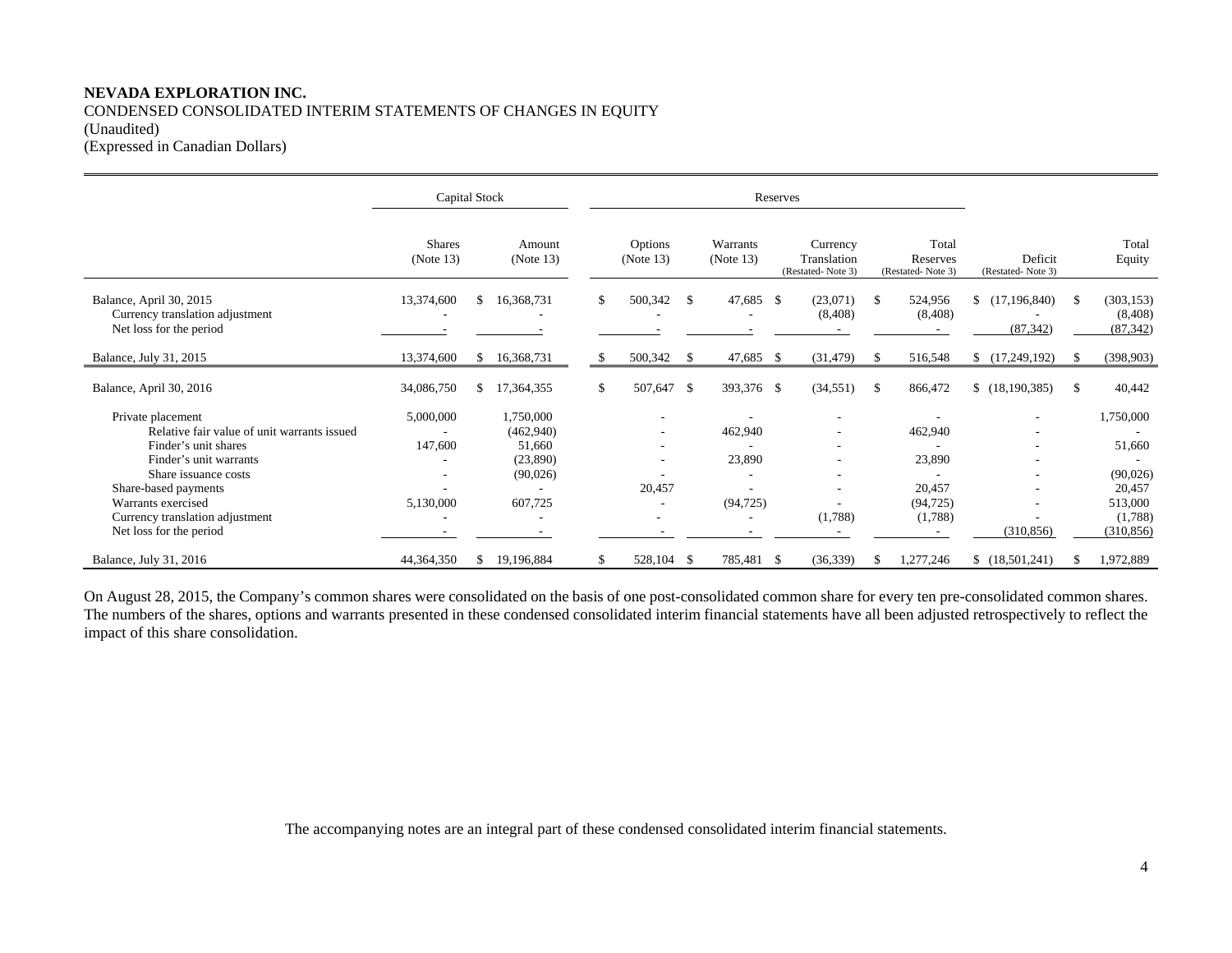**NEVADA EXPLORATION INC.**
CONDENSED CONSOLIDATED INTERIM STATEMENTS OF CHANGES IN EQUITY
(Unaudited)
(Expressed in Canadian Dollars)

| | Capital Stock | | Reserves | | | | | |
|---|---|---|---|---|---|---|---|---|
| | Shares (Note 13) | Amount (Note 13) | Options (Note 13) | Warrants (Note 13) | Currency Translation (Restated- Note 3) | Total Reserves (Restated- Note 3) | Deficit (Restated- Note 3) | Total Equity |
| Balance, April 30, 2015 | 13,374,600 | $ 16,368,731 | $ 500,342 | $ 47,685 | $ (23,071) | $ 524,956 | $ (17,196,840) | $ (303,153) |
| Currency translation adjustment | - | - | - | - | (8,408) | (8,408) | - | (8,408) |
| Net loss for the period | - | - | - | - | - | - | (87,342) | (87,342) |
| Balance, July 31, 2015 | 13,374,600 | $ 16,368,731 | $ 500,342 | $ 47,685 | $ (31,479) | $ 516,548 | $ (17,249,192) | $ (398,903) |
| Balance, April 30, 2016 | 34,086,750 | $ 17,364,355 | $ 507,647 | $ 393,376 | $ (34,551) | $ 866,472 | $ (18,190,385) | $ 40,442 |
| Private placement | 5,000,000 | 1,750,000 | - | - | - | - | - | 1,750,000 |
| Relative fair value of unit warrants issued | - | (462,940) | - | 462,940 | - | 462,940 | - | - |
| Finder's unit shares | 147,600 | 51,660 | - | - | - | - | - | 51,660 |
| Finder's unit warrants | - | (23,890) | - | 23,890 | - | 23,890 | - | - |
| Share issuance costs | - | (90,026) | - | - | - | - | - | (90,026) |
| Share-based payments | - | - | 20,457 | - | - | 20,457 | - | 20,457 |
| Warrants exercised | 5,130,000 | 607,725 | - | (94,725) | - | (94,725) | - | 513,000 |
| Currency translation adjustment | - | - | - | - | (1,788) | (1,788) | - | (1,788) |
| Net loss for the period | - | - | - | - | - | - | (310,856) | (310,856) |
| Balance, July 31, 2016 | 44,364,350 | $ 19,196,884 | $ 528,104 | $ 785,481 | $ (36,339) | $ 1,277,246 | $ (18,501,241) | $ 1,972,889 |

On August 28, 2015, the Company's common shares were consolidated on the basis of one post-consolidated common share for every ten pre-consolidated common shares. The numbers of the shares, options and warrants presented in these condensed consolidated interim financial statements have all been adjusted retrospectively to reflect the impact of this share consolidation.

The accompanying notes are an integral part of these condensed consolidated interim financial statements.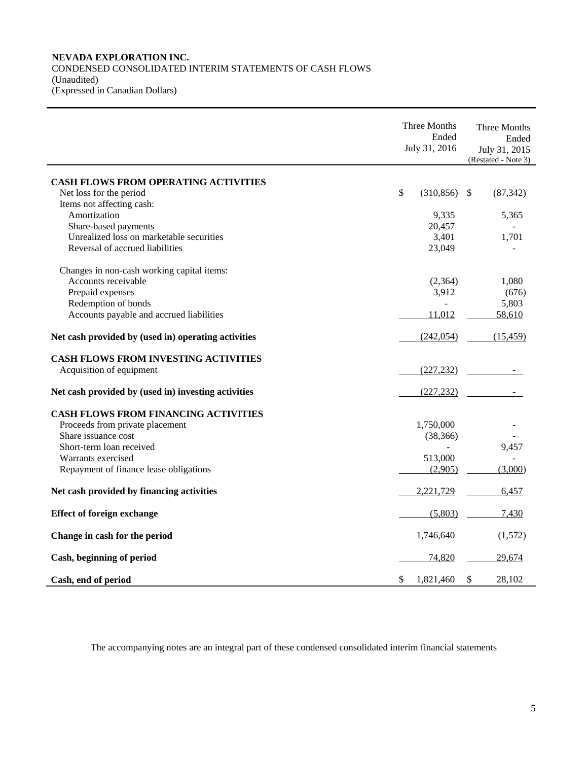**NEVADA EXPLORATION INC.**
CONDENSED CONSOLIDATED INTERIM STATEMENTS OF CASH FLOWS
(Unaudited)
(Expressed in Canadian Dollars)

| | Three Months Ended July 31, 2016 | Three Months Ended July 31, 2015 (Restated - Note 3) |
|---|---|---|
| **CASH FLOWS FROM OPERATING ACTIVITIES** | | |
| Net loss for the period | $ (310,856) | $ (87,342) |
| Items not affecting cash: | | |
| Amortization | 9,335 | 5,365 |
| Share-based payments | 20,457 | - |
| Unrealized loss on marketable securities | 3,401 | 1,701 |
| Reversal of accrued liabilities | 23,049 | - |
| Changes in non-cash working capital items: | | |
| Accounts receivable | (2,364) | 1,080 |
| Prepaid expenses | 3,912 | (676) |
| Redemption of bonds | - | 5,803 |
| Accounts payable and accrued liabilities | 11,012 | 58,610 |
| **Net cash provided by (used in) operating activities** | (242,054) | (15,459) |
| **CASH FLOWS FROM INVESTING ACTIVITIES** | | |
| Acquisition of equipment | (227,232) | - |
| **Net cash provided by (used in) investing activities** | (227,232) | - |
| **CASH FLOWS FROM FINANCING ACTIVITIES** | | |
| Proceeds from private placement | 1,750,000 | - |
| Share issuance cost | (38,366) | - |
| Short-term loan received | - | 9,457 |
| Warrants exercised | 513,000 | - |
| Repayment of finance lease obligations | (2,905) | (3,000) |
| **Net cash provided by financing activities** | 2,221,729 | 6,457 |
| **Effect of foreign exchange** | (5,803) | 7,430 |
| **Change in cash for the period** | 1,746,640 | (1,572) |
| **Cash, beginning of period** | 74,820 | 29,674 |
| **Cash, end of period** | $ 1,821,460 | $ 28,102 |

The accompanying notes are an integral part of these condensed consolidated interim financial statements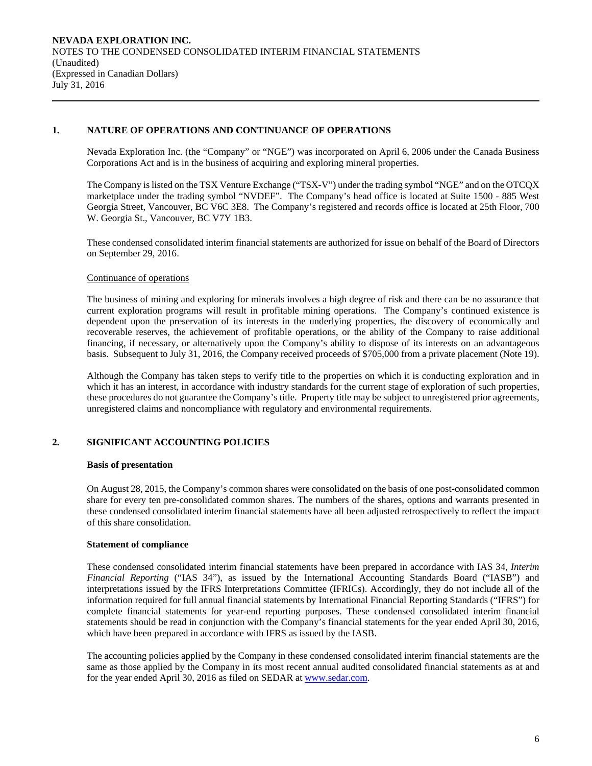## 1. NATURE OF OPERATIONS AND CONTINUANCE OF OPERATIONS

Nevada Exploration Inc. (the "Company" or "NGE") was incorporated on April 6, 2006 under the Canada Business Corporations Act and is in the business of acquiring and exploring mineral properties.

The Company is listed on the TSX Venture Exchange ("TSX-V") under the trading symbol "NGE" and on the OTCQX marketplace under the trading symbol "NVDEF". The Company's head office is located at Suite 1500 - 885 West Georgia Street, Vancouver, BC V6C 3E8. The Company's registered and records office is located at 25th Floor, 700 W. Georgia St., Vancouver, BC V7Y 1B3.

These condensed consolidated interim financial statements are authorized for issue on behalf of the Board of Directors on September 29, 2016.

Continuance of operations

The business of mining and exploring for minerals involves a high degree of risk and there can be no assurance that current exploration programs will result in profitable mining operations. The Company's continued existence is dependent upon the preservation of its interests in the underlying properties, the discovery of economically and recoverable reserves, the achievement of profitable operations, or the ability of the Company to raise additional financing, if necessary, or alternatively upon the Company's ability to dispose of its interests on an advantageous basis. Subsequent to July 31, 2016, the Company received proceeds of $705,000 from a private placement (Note 19).

Although the Company has taken steps to verify title to the properties on which it is conducting exploration and in which it has an interest, in accordance with industry standards for the current stage of exploration of such properties, these procedures do not guarantee the Company's title. Property title may be subject to unregistered prior agreements, unregistered claims and noncompliance with regulatory and environmental requirements.

## 2. SIGNIFICANT ACCOUNTING POLICIES

**Basis of presentation**

On August 28, 2015, the Company's common shares were consolidated on the basis of one post-consolidated common share for every ten pre-consolidated common shares. The numbers of the shares, options and warrants presented in these condensed consolidated interim financial statements have all been adjusted retrospectively to reflect the impact of this share consolidation.

**Statement of compliance**

These condensed consolidated interim financial statements have been prepared in accordance with IAS 34, *Interim Financial Reporting* ("IAS 34"), as issued by the International Accounting Standards Board ("IASB") and interpretations issued by the IFRS Interpretations Committee (IFRICs). Accordingly, they do not include all of the information required for full annual financial statements by International Financial Reporting Standards ("IFRS") for complete financial statements for year-end reporting purposes. These condensed consolidated interim financial statements should be read in conjunction with the Company's financial statements for the year ended April 30, 2016, which have been prepared in accordance with IFRS as issued by the IASB.

The accounting policies applied by the Company in these condensed consolidated interim financial statements are the same as those applied by the Company in its most recent annual audited consolidated financial statements as at and for the year ended April 30, 2016 as filed on SEDAR at www.sedar.com.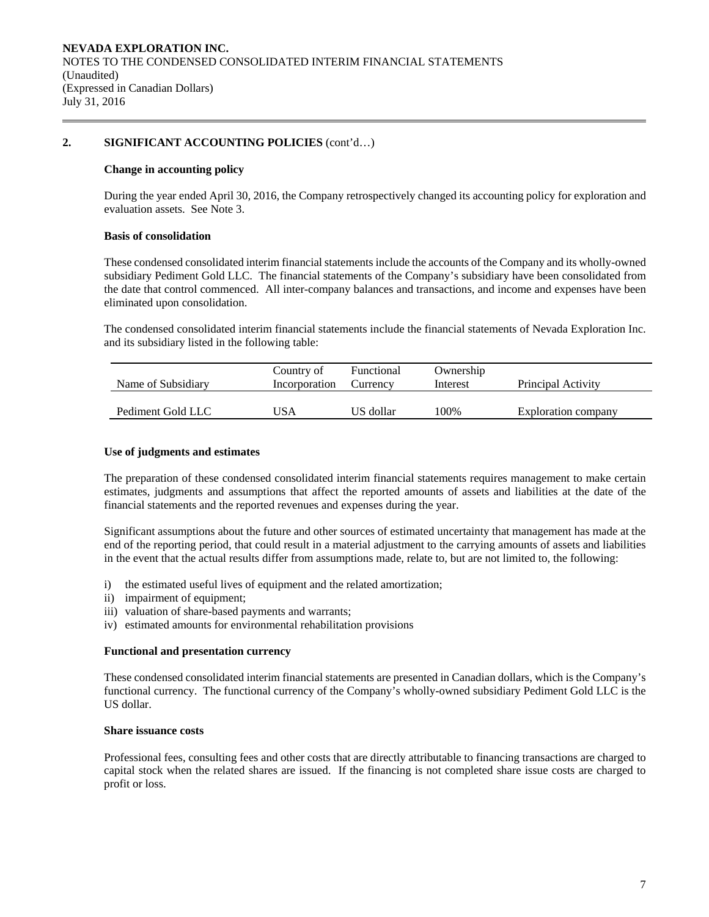## 2. SIGNIFICANT ACCOUNTING POLICIES (cont'd…)

### Change in accounting policy

During the year ended April 30, 2016, the Company retrospectively changed its accounting policy for exploration and evaluation assets. See Note 3.

### Basis of consolidation

These condensed consolidated interim financial statements include the accounts of the Company and its wholly-owned subsidiary Pediment Gold LLC. The financial statements of the Company's subsidiary have been consolidated from the date that control commenced. All inter-company balances and transactions, and income and expenses have been eliminated upon consolidation.

The condensed consolidated interim financial statements include the financial statements of Nevada Exploration Inc. and its subsidiary listed in the following table:

| Name of Subsidiary | Country of Incorporation | Functional Currency | Ownership Interest | Principal Activity |
|---|---|---|---|---|
| Pediment Gold LLC | USA | US dollar | 100% | Exploration company |

### Use of judgments and estimates

The preparation of these condensed consolidated interim financial statements requires management to make certain estimates, judgments and assumptions that affect the reported amounts of assets and liabilities at the date of the financial statements and the reported revenues and expenses during the year.

Significant assumptions about the future and other sources of estimated uncertainty that management has made at the end of the reporting period, that could result in a material adjustment to the carrying amounts of assets and liabilities in the event that the actual results differ from assumptions made, relate to, but are not limited to, the following:

i) the estimated useful lives of equipment and the related amortization;
ii) impairment of equipment;
iii) valuation of share-based payments and warrants;
iv) estimated amounts for environmental rehabilitation provisions

### Functional and presentation currency

These condensed consolidated interim financial statements are presented in Canadian dollars, which is the Company's functional currency. The functional currency of the Company's wholly-owned subsidiary Pediment Gold LLC is the US dollar.

### Share issuance costs

Professional fees, consulting fees and other costs that are directly attributable to financing transactions are charged to capital stock when the related shares are issued. If the financing is not completed share issue costs are charged to profit or loss.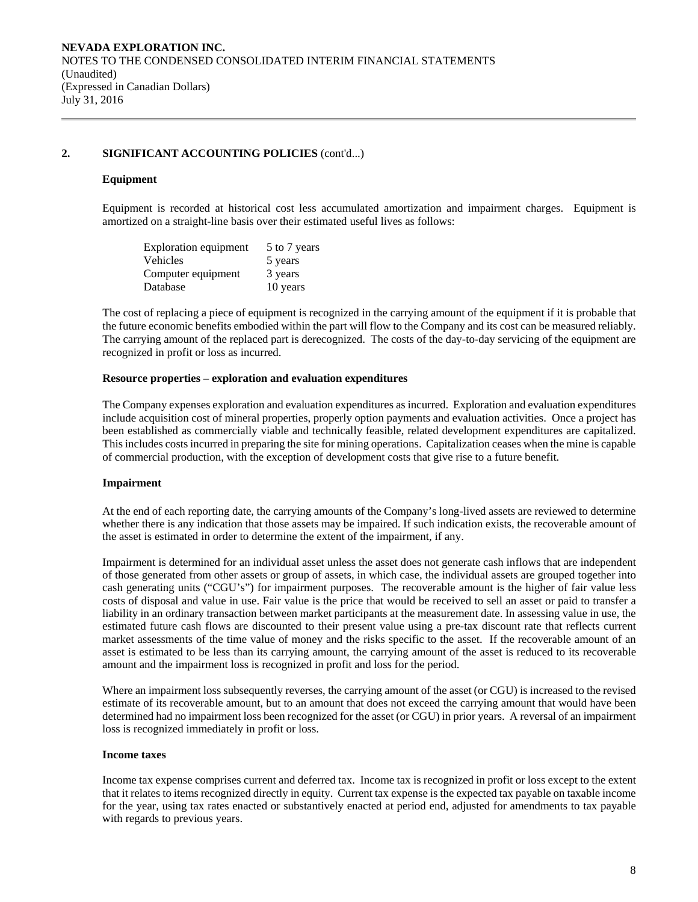## 2. SIGNIFICANT ACCOUNTING POLICIES (cont'd...)

### Equipment

Equipment is recorded at historical cost less accumulated amortization and impairment charges. Equipment is amortized on a straight-line basis over their estimated useful lives as follows:

| | |
|---|---|
| Exploration equipment | 5 to 7 years |
| Vehicles | 5 years |
| Computer equipment | 3 years |
| Database | 10 years |

The cost of replacing a piece of equipment is recognized in the carrying amount of the equipment if it is probable that the future economic benefits embodied within the part will flow to the Company and its cost can be measured reliably. The carrying amount of the replaced part is derecognized. The costs of the day-to-day servicing of the equipment are recognized in profit or loss as incurred.

### Resource properties – exploration and evaluation expenditures

The Company expenses exploration and evaluation expenditures as incurred. Exploration and evaluation expenditures include acquisition cost of mineral properties, properly option payments and evaluation activities. Once a project has been established as commercially viable and technically feasible, related development expenditures are capitalized. This includes costs incurred in preparing the site for mining operations. Capitalization ceases when the mine is capable of commercial production, with the exception of development costs that give rise to a future benefit.

### Impairment

At the end of each reporting date, the carrying amounts of the Company's long-lived assets are reviewed to determine whether there is any indication that those assets may be impaired. If such indication exists, the recoverable amount of the asset is estimated in order to determine the extent of the impairment, if any.

Impairment is determined for an individual asset unless the asset does not generate cash inflows that are independent of those generated from other assets or group of assets, in which case, the individual assets are grouped together into cash generating units ("CGU's") for impairment purposes. The recoverable amount is the higher of fair value less costs of disposal and value in use. Fair value is the price that would be received to sell an asset or paid to transfer a liability in an ordinary transaction between market participants at the measurement date. In assessing value in use, the estimated future cash flows are discounted to their present value using a pre-tax discount rate that reflects current market assessments of the time value of money and the risks specific to the asset. If the recoverable amount of an asset is estimated to be less than its carrying amount, the carrying amount of the asset is reduced to its recoverable amount and the impairment loss is recognized in profit and loss for the period.

Where an impairment loss subsequently reverses, the carrying amount of the asset (or CGU) is increased to the revised estimate of its recoverable amount, but to an amount that does not exceed the carrying amount that would have been determined had no impairment loss been recognized for the asset (or CGU) in prior years. A reversal of an impairment loss is recognized immediately in profit or loss.

### Income taxes

Income tax expense comprises current and deferred tax. Income tax is recognized in profit or loss except to the extent that it relates to items recognized directly in equity. Current tax expense is the expected tax payable on taxable income for the year, using tax rates enacted or substantively enacted at period end, adjusted for amendments to tax payable with regards to previous years.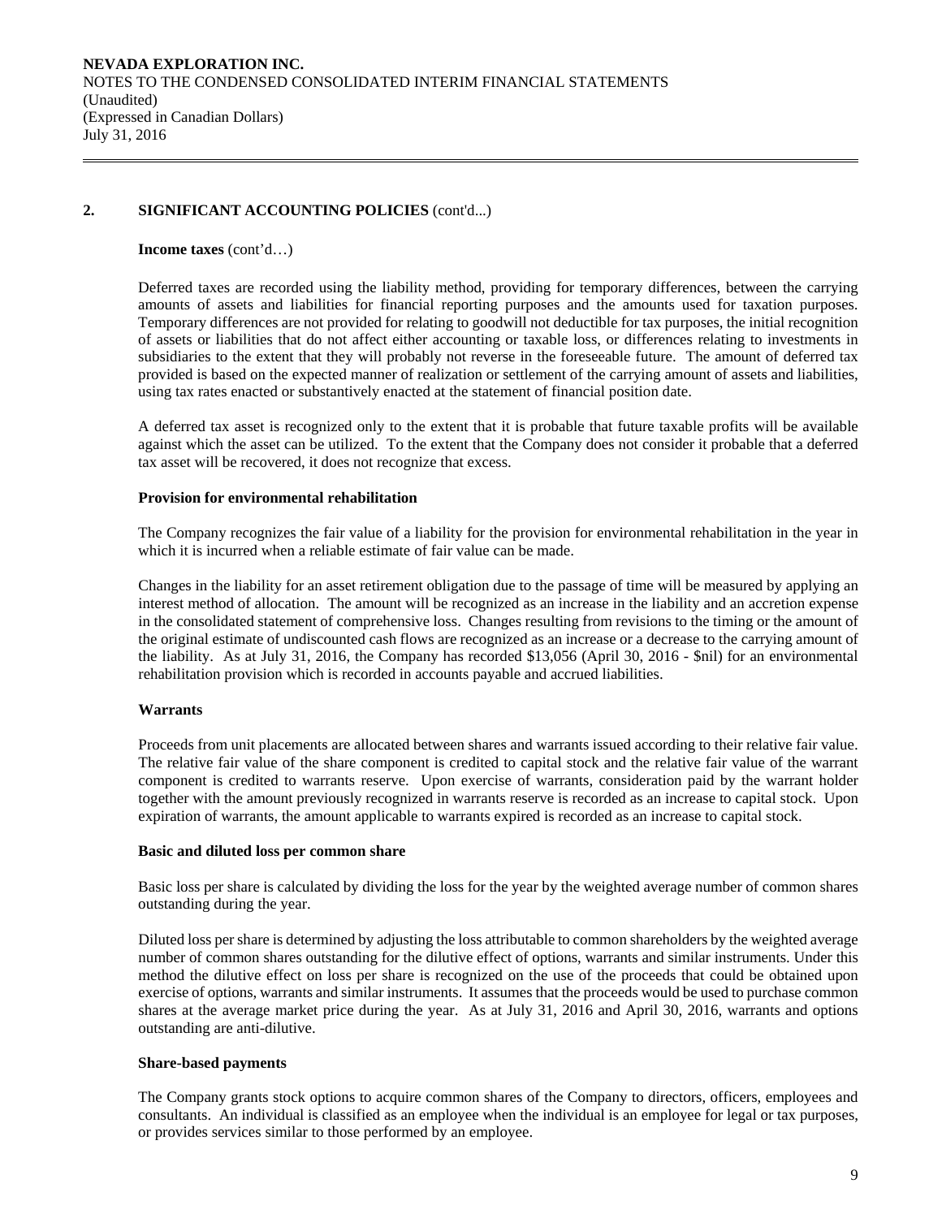## 2. SIGNIFICANT ACCOUNTING POLICIES (cont'd...)

**Income taxes** (cont'd…)

Deferred taxes are recorded using the liability method, providing for temporary differences, between the carrying amounts of assets and liabilities for financial reporting purposes and the amounts used for taxation purposes. Temporary differences are not provided for relating to goodwill not deductible for tax purposes, the initial recognition of assets or liabilities that do not affect either accounting or taxable loss, or differences relating to investments in subsidiaries to the extent that they will probably not reverse in the foreseeable future. The amount of deferred tax provided is based on the expected manner of realization or settlement of the carrying amount of assets and liabilities, using tax rates enacted or substantively enacted at the statement of financial position date.

A deferred tax asset is recognized only to the extent that it is probable that future taxable profits will be available against which the asset can be utilized. To the extent that the Company does not consider it probable that a deferred tax asset will be recovered, it does not recognize that excess.

**Provision for environmental rehabilitation**

The Company recognizes the fair value of a liability for the provision for environmental rehabilitation in the year in which it is incurred when a reliable estimate of fair value can be made.

Changes in the liability for an asset retirement obligation due to the passage of time will be measured by applying an interest method of allocation. The amount will be recognized as an increase in the liability and an accretion expense in the consolidated statement of comprehensive loss. Changes resulting from revisions to the timing or the amount of the original estimate of undiscounted cash flows are recognized as an increase or a decrease to the carrying amount of the liability. As at July 31, 2016, the Company has recorded $13,056 (April 30, 2016 - $nil) for an environmental rehabilitation provision which is recorded in accounts payable and accrued liabilities.

**Warrants**

Proceeds from unit placements are allocated between shares and warrants issued according to their relative fair value. The relative fair value of the share component is credited to capital stock and the relative fair value of the warrant component is credited to warrants reserve. Upon exercise of warrants, consideration paid by the warrant holder together with the amount previously recognized in warrants reserve is recorded as an increase to capital stock. Upon expiration of warrants, the amount applicable to warrants expired is recorded as an increase to capital stock.

**Basic and diluted loss per common share**

Basic loss per share is calculated by dividing the loss for the year by the weighted average number of common shares outstanding during the year.

Diluted loss per share is determined by adjusting the loss attributable to common shareholders by the weighted average number of common shares outstanding for the dilutive effect of options, warrants and similar instruments. Under this method the dilutive effect on loss per share is recognized on the use of the proceeds that could be obtained upon exercise of options, warrants and similar instruments. It assumes that the proceeds would be used to purchase common shares at the average market price during the year. As at July 31, 2016 and April 30, 2016, warrants and options outstanding are anti-dilutive.

**Share-based payments**

The Company grants stock options to acquire common shares of the Company to directors, officers, employees and consultants. An individual is classified as an employee when the individual is an employee for legal or tax purposes, or provides services similar to those performed by an employee.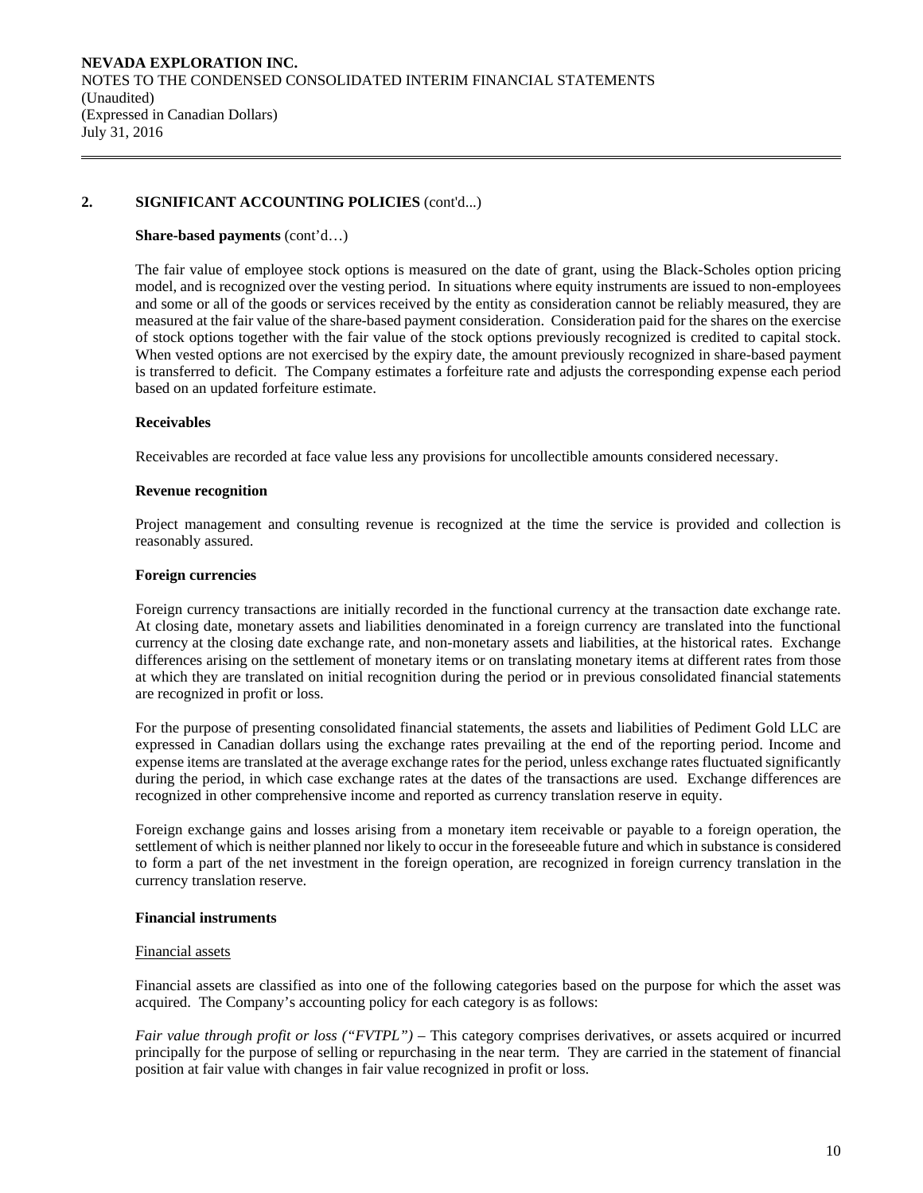## 2. SIGNIFICANT ACCOUNTING POLICIES (cont'd...)

**Share-based payments** (cont'd…)

The fair value of employee stock options is measured on the date of grant, using the Black-Scholes option pricing model, and is recognized over the vesting period. In situations where equity instruments are issued to non-employees and some or all of the goods or services received by the entity as consideration cannot be reliably measured, they are measured at the fair value of the share-based payment consideration. Consideration paid for the shares on the exercise of stock options together with the fair value of the stock options previously recognized is credited to capital stock. When vested options are not exercised by the expiry date, the amount previously recognized in share-based payment is transferred to deficit. The Company estimates a forfeiture rate and adjusts the corresponding expense each period based on an updated forfeiture estimate.

**Receivables**

Receivables are recorded at face value less any provisions for uncollectible amounts considered necessary.

**Revenue recognition**

Project management and consulting revenue is recognized at the time the service is provided and collection is reasonably assured.

**Foreign currencies**

Foreign currency transactions are initially recorded in the functional currency at the transaction date exchange rate. At closing date, monetary assets and liabilities denominated in a foreign currency are translated into the functional currency at the closing date exchange rate, and non-monetary assets and liabilities, at the historical rates. Exchange differences arising on the settlement of monetary items or on translating monetary items at different rates from those at which they are translated on initial recognition during the period or in previous consolidated financial statements are recognized in profit or loss.

For the purpose of presenting consolidated financial statements, the assets and liabilities of Pediment Gold LLC are expressed in Canadian dollars using the exchange rates prevailing at the end of the reporting period. Income and expense items are translated at the average exchange rates for the period, unless exchange rates fluctuated significantly during the period, in which case exchange rates at the dates of the transactions are used. Exchange differences are recognized in other comprehensive income and reported as currency translation reserve in equity.

Foreign exchange gains and losses arising from a monetary item receivable or payable to a foreign operation, the settlement of which is neither planned nor likely to occur in the foreseeable future and which in substance is considered to form a part of the net investment in the foreign operation, are recognized in foreign currency translation in the currency translation reserve.

**Financial instruments**

<u>Financial assets</u>

Financial assets are classified as into one of the following categories based on the purpose for which the asset was acquired. The Company's accounting policy for each category is as follows:

*Fair value through profit or loss ("FVTPL")* – This category comprises derivatives, or assets acquired or incurred principally for the purpose of selling or repurchasing in the near term. They are carried in the statement of financial position at fair value with changes in fair value recognized in profit or loss.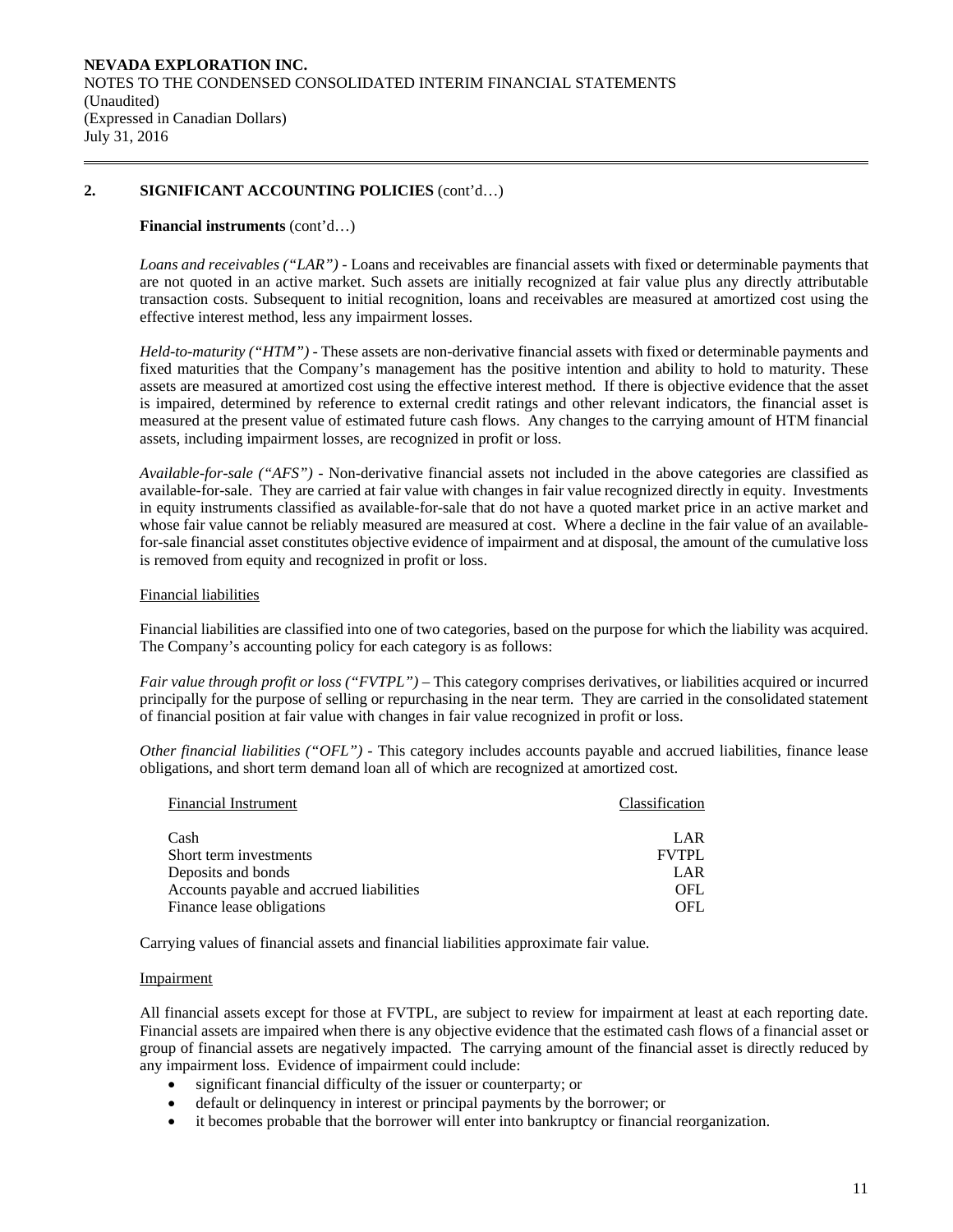## 2. SIGNIFICANT ACCOUNTING POLICIES (cont'd…)

**Financial instruments** (cont'd…)

*Loans and receivables ("LAR")* - Loans and receivables are financial assets with fixed or determinable payments that are not quoted in an active market. Such assets are initially recognized at fair value plus any directly attributable transaction costs. Subsequent to initial recognition, loans and receivables are measured at amortized cost using the effective interest method, less any impairment losses.

*Held-to-maturity ("HTM")* - These assets are non-derivative financial assets with fixed or determinable payments and fixed maturities that the Company's management has the positive intention and ability to hold to maturity. These assets are measured at amortized cost using the effective interest method. If there is objective evidence that the asset is impaired, determined by reference to external credit ratings and other relevant indicators, the financial asset is measured at the present value of estimated future cash flows. Any changes to the carrying amount of HTM financial assets, including impairment losses, are recognized in profit or loss.

*Available-for-sale ("AFS")* - Non-derivative financial assets not included in the above categories are classified as available-for-sale. They are carried at fair value with changes in fair value recognized directly in equity. Investments in equity instruments classified as available-for-sale that do not have a quoted market price in an active market and whose fair value cannot be reliably measured are measured at cost. Where a decline in the fair value of an available-for-sale financial asset constitutes objective evidence of impairment and at disposal, the amount of the cumulative loss is removed from equity and recognized in profit or loss.

Financial liabilities

Financial liabilities are classified into one of two categories, based on the purpose for which the liability was acquired. The Company's accounting policy for each category is as follows:

*Fair value through profit or loss ("FVTPL")* – This category comprises derivatives, or liabilities acquired or incurred principally for the purpose of selling or repurchasing in the near term. They are carried in the consolidated statement of financial position at fair value with changes in fair value recognized in profit or loss.

*Other financial liabilities ("OFL")* - This category includes accounts payable and accrued liabilities, finance lease obligations, and short term demand loan all of which are recognized at amortized cost.

| Financial Instrument | Classification |
|---|---|
| Cash | LAR |
| Short term investments | FVTPL |
| Deposits and bonds | LAR |
| Accounts payable and accrued liabilities | OFL |
| Finance lease obligations | OFL |

Carrying values of financial assets and financial liabilities approximate fair value.

Impairment

All financial assets except for those at FVTPL, are subject to review for impairment at least at each reporting date. Financial assets are impaired when there is any objective evidence that the estimated cash flows of a financial asset or group of financial assets are negatively impacted. The carrying amount of the financial asset is directly reduced by any impairment loss. Evidence of impairment could include:

- significant financial difficulty of the issuer or counterparty; or
- default or delinquency in interest or principal payments by the borrower; or
- it becomes probable that the borrower will enter into bankruptcy or financial reorganization.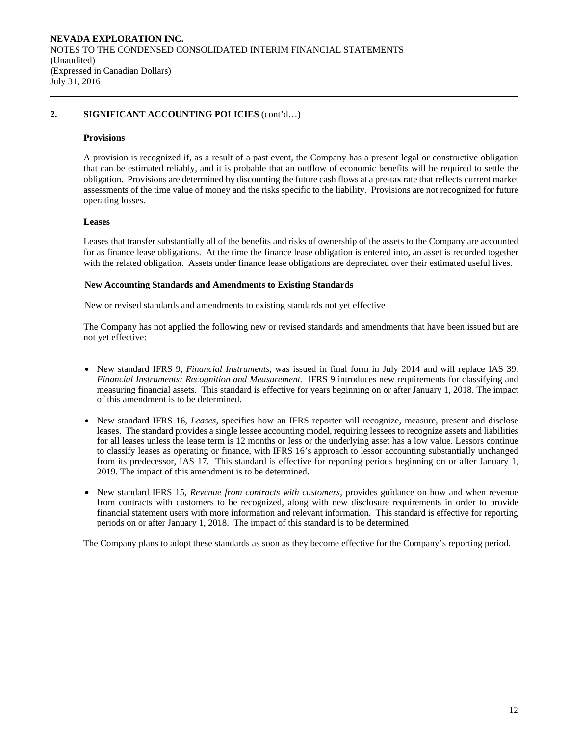## 2. SIGNIFICANT ACCOUNTING POLICIES (cont'd…)

### Provisions

A provision is recognized if, as a result of a past event, the Company has a present legal or constructive obligation that can be estimated reliably, and it is probable that an outflow of economic benefits will be required to settle the obligation. Provisions are determined by discounting the future cash flows at a pre-tax rate that reflects current market assessments of the time value of money and the risks specific to the liability. Provisions are not recognized for future operating losses.

### Leases

Leases that transfer substantially all of the benefits and risks of ownership of the assets to the Company are accounted for as finance lease obligations. At the time the finance lease obligation is entered into, an asset is recorded together with the related obligation. Assets under finance lease obligations are depreciated over their estimated useful lives.

### New Accounting Standards and Amendments to Existing Standards

New or revised standards and amendments to existing standards not yet effective

The Company has not applied the following new or revised standards and amendments that have been issued but are not yet effective:

- New standard IFRS 9, *Financial Instruments*, was issued in final form in July 2014 and will replace IAS 39, *Financial Instruments: Recognition and Measurement.* IFRS 9 introduces new requirements for classifying and measuring financial assets. This standard is effective for years beginning on or after January 1, 2018. The impact of this amendment is to be determined.

- New standard IFRS 16, *Leases*, specifies how an IFRS reporter will recognize, measure, present and disclose leases. The standard provides a single lessee accounting model, requiring lessees to recognize assets and liabilities for all leases unless the lease term is 12 months or less or the underlying asset has a low value. Lessors continue to classify leases as operating or finance, with IFRS 16's approach to lessor accounting substantially unchanged from its predecessor, IAS 17. This standard is effective for reporting periods beginning on or after January 1, 2019. The impact of this amendment is to be determined.

- New standard IFRS 15, *Revenue from contracts with customers*, provides guidance on how and when revenue from contracts with customers to be recognized, along with new disclosure requirements in order to provide financial statement users with more information and relevant information. This standard is effective for reporting periods on or after January 1, 2018. The impact of this standard is to be determined

The Company plans to adopt these standards as soon as they become effective for the Company's reporting period.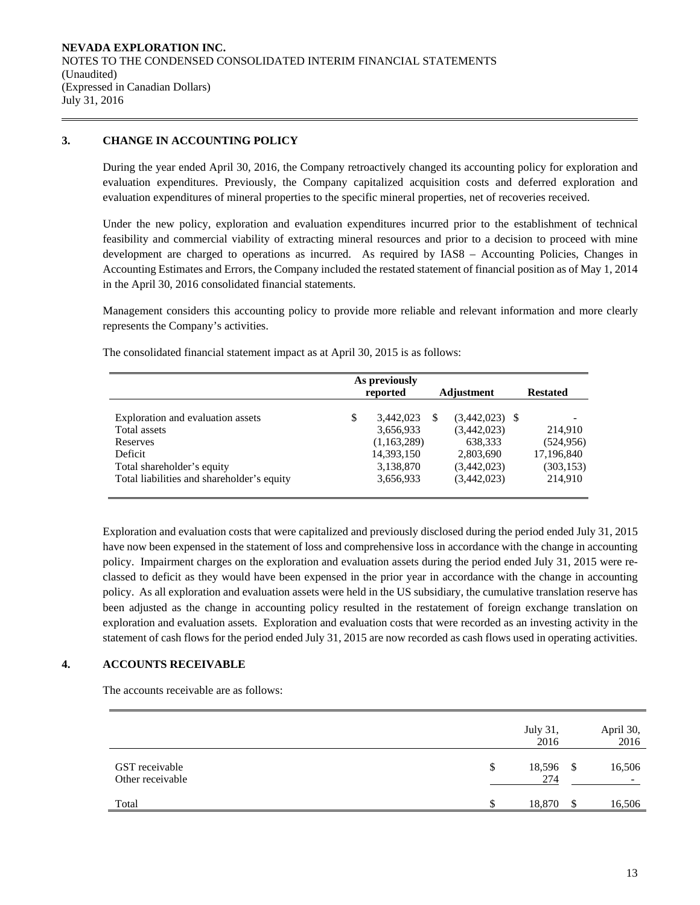## 3. CHANGE IN ACCOUNTING POLICY

During the year ended April 30, 2016, the Company retroactively changed its accounting policy for exploration and evaluation expenditures. Previously, the Company capitalized acquisition costs and deferred exploration and evaluation expenditures of mineral properties to the specific mineral properties, net of recoveries received.

Under the new policy, exploration and evaluation expenditures incurred prior to the establishment of technical feasibility and commercial viability of extracting mineral resources and prior to a decision to proceed with mine development are charged to operations as incurred. As required by IAS8 – Accounting Policies, Changes in Accounting Estimates and Errors, the Company included the restated statement of financial position as of May 1, 2014 in the April 30, 2016 consolidated financial statements.

Management considers this accounting policy to provide more reliable and relevant information and more clearly represents the Company's activities.

The consolidated financial statement impact as at April 30, 2015 is as follows:

| | As previously reported | Adjustment | Restated |
|---|---|---|---|
| Exploration and evaluation assets | $ 3,442,023 | $ (3,442,023) | $ - |
| Total assets | 3,656,933 | (3,442,023) | 214,910 |
| Reserves | (1,163,289) | 638,333 | (524,956) |
| Deficit | 14,393,150 | 2,803,690 | 17,196,840 |
| Total shareholder's equity | 3,138,870 | (3,442,023) | (303,153) |
| Total liabilities and shareholder's equity | 3,656,933 | (3,442,023) | 214,910 |

Exploration and evaluation costs that were capitalized and previously disclosed during the period ended July 31, 2015 have now been expensed in the statement of loss and comprehensive loss in accordance with the change in accounting policy. Impairment charges on the exploration and evaluation assets during the period ended July 31, 2015 were re-classed to deficit as they would have been expensed in the prior year in accordance with the change in accounting policy. As all exploration and evaluation assets were held in the US subsidiary, the cumulative translation reserve has been adjusted as the change in accounting policy resulted in the restatement of foreign exchange translation on exploration and evaluation assets. Exploration and evaluation costs that were recorded as an investing activity in the statement of cash flows for the period ended July 31, 2015 are now recorded as cash flows used in operating activities.

## 4. ACCOUNTS RECEIVABLE

The accounts receivable are as follows:

| | July 31, 2016 | April 30, 2016 |
|---|---|---|
| GST receivable | $ 18,596 | $ 16,506 |
| Other receivable | 274 | - |
| Total | $ 18,870 | $ 16,506 |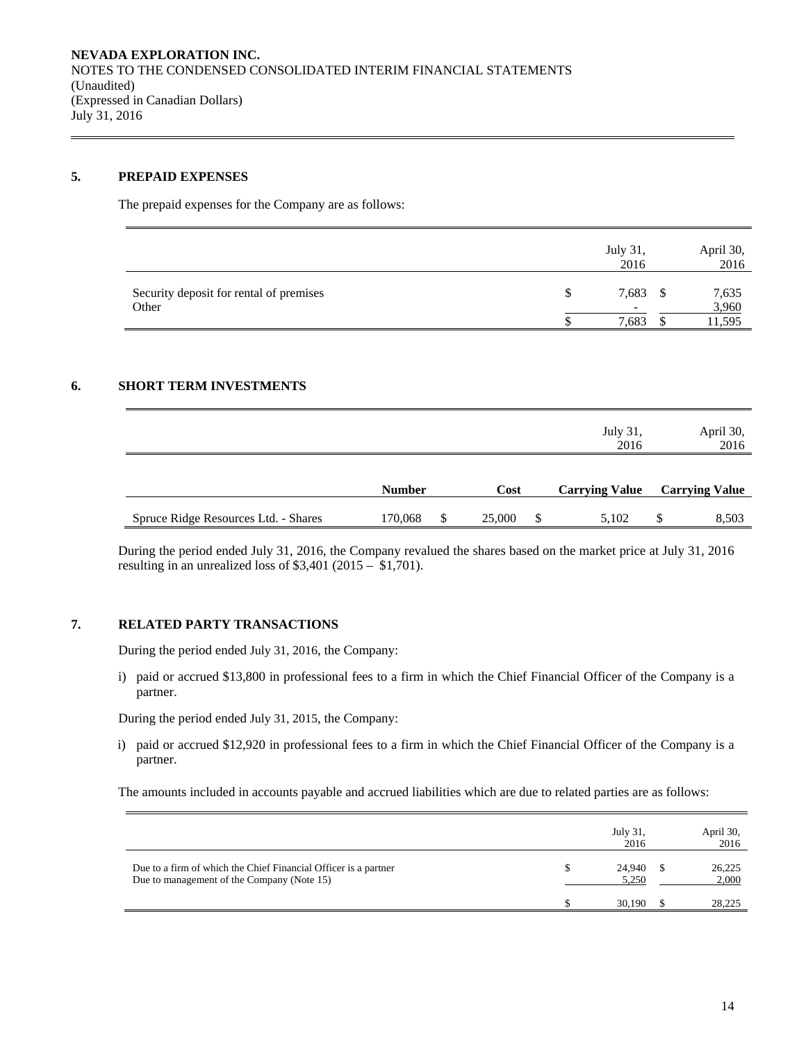## 5. PREPAID EXPENSES

The prepaid expenses for the Company are as follows:

| | July 31, 2016 | April 30, 2016 |
|---|---|---|
| Security deposit for rental of premises | $ 7,683 | $ 7,635 |
| Other | - | 3,960 |
| | $ 7,683 | $ 11,595 |

## 6. SHORT TERM INVESTMENTS

| | | | July 31, 2016 | April 30, 2016 |
|---|---|---|---|---|
| | **Number** | **Cost** | **Carrying Value** | **Carrying Value** |
| Spruce Ridge Resources Ltd. - Shares | 170,068 | $ 25,000 | $ 5,102 | $ 8,503 |

During the period ended July 31, 2016, the Company revalued the shares based on the market price at July 31, 2016 resulting in an unrealized loss of $3,401 (2015 – $1,701).

## 7. RELATED PARTY TRANSACTIONS

During the period ended July 31, 2016, the Company:

i) paid or accrued $13,800 in professional fees to a firm in which the Chief Financial Officer of the Company is a partner.

During the period ended July 31, 2015, the Company:

i) paid or accrued $12,920 in professional fees to a firm in which the Chief Financial Officer of the Company is a partner.

The amounts included in accounts payable and accrued liabilities which are due to related parties are as follows:

| | July 31, 2016 | April 30, 2016 |
|---|---|---|
| Due to a firm of which the Chief Financial Officer is a partner | $ 24,940 | $ 26,225 |
| Due to management of the Company (Note 15) | 5,250 | 2,000 |
| | $ 30,190 | $ 28,225 |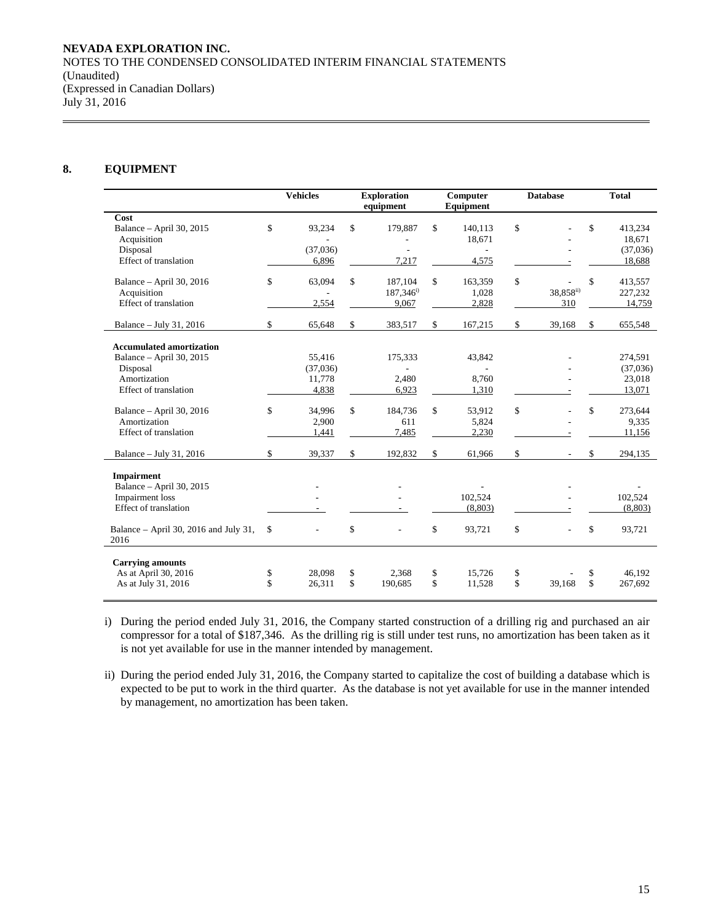## 8. EQUIPMENT

| | Vehicles | Exploration equipment | Computer Equipment | Database | Total |
|---|---|---|---|---|---|
| **Cost** | | | | | |
| Balance – April 30, 2015 | $ 93,234 | $ 179,887 | $ 140,113 | $ - | $ 413,234 |
| Acquisition | - | - | 18,671 | - | 18,671 |
| Disposal | (37,036) | - | - | - | (37,036) |
| Effect of translation | 6,896 | 7,217 | 4,575 | - | 18,688 |
| Balance – April 30, 2016 | $ 63,094 | $ 187,104 | $ 163,359 | $ - | $ 413,557 |
| Acquisition | - | 187,346[i] | 1,028 | 38,858[ii] | 227,232 |
| Effect of translation | 2,554 | 9,067 | 2,828 | 310 | 14,759 |
| Balance – July 31, 2016 | $ 65,648 | $ 383,517 | $ 167,215 | $ 39,168 | $ 655,548 |
| **Accumulated amortization** | | | | | |
| Balance – April 30, 2015 | 55,416 | 175,333 | 43,842 | - | 274,591 |
| Disposal | (37,036) | - | - | - | (37,036) |
| Amortization | 11,778 | 2,480 | 8,760 | - | 23,018 |
| Effect of translation | 4,838 | 6,923 | 1,310 | - | 13,071 |
| Balance – April 30, 2016 | $ 34,996 | $ 184,736 | $ 53,912 | $ - | $ 273,644 |
| Amortization | 2,900 | 611 | 5,824 | - | 9,335 |
| Effect of translation | 1,441 | 7,485 | 2,230 | - | 11,156 |
| Balance – July 31, 2016 | $ 39,337 | $ 192,832 | $ 61,966 | $ - | $ 294,135 |
| **Impairment** | | | | | |
| Balance – April 30, 2015 | - | - | - | - | - |
| Impairment loss | - | - | 102,524 | - | 102,524 |
| Effect of translation | - | - | (8,803) | - | (8,803) |
| Balance – April 30, 2016 and July 31, 2016 | $ - | $ - | $ 93,721 | $ - | $ 93,721 |
| **Carrying amounts** | | | | | |
| As at April 30, 2016 | $ 28,098 | $ 2,368 | $ 15,726 | $ - | $ 46,192 |
| As at July 31, 2016 | $ 26,311 | $ 190,685 | $ 11,528 | $ 39,168 | $ 267,692 |

i) During the period ended July 31, 2016, the Company started construction of a drilling rig and purchased an air compressor for a total of $187,346. As the drilling rig is still under test runs, no amortization has been taken as it is not yet available for use in the manner intended by management.

ii) During the period ended July 31, 2016, the Company started to capitalize the cost of building a database which is expected to be put to work in the third quarter. As the database is not yet available for use in the manner intended by management, no amortization has been taken.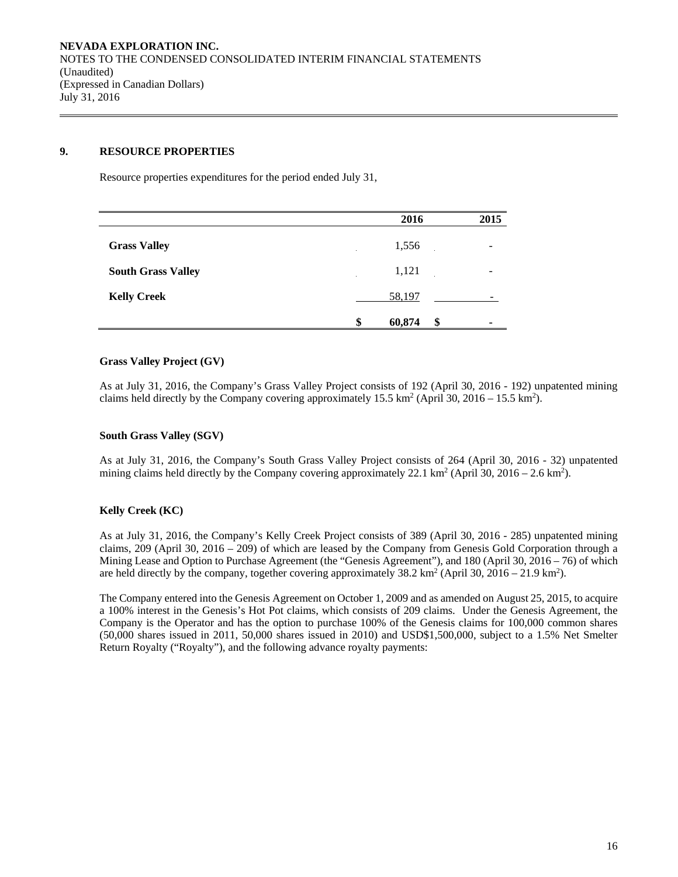## 9. RESOURCE PROPERTIES

Resource properties expenditures for the period ended July 31,

| | 2016 | 2015 |
|---|---|---|
| **Grass Valley** | 1,556 | - |
| **South Grass Valley** | 1,121 | - |
| **Kelly Creek** | 58,197 | - |
| | $ **60,874** | $ **-** |

### Grass Valley Project (GV)

As at July 31, 2016, the Company's Grass Valley Project consists of 192 (April 30, 2016 - 192) unpatented mining claims held directly by the Company covering approximately 15.5 $km^2$ (April 30, 2016 – 15.5 $km^2$).

### South Grass Valley (SGV)

As at July 31, 2016, the Company's South Grass Valley Project consists of 264 (April 30, 2016 - 32) unpatented mining claims held directly by the Company covering approximately 22.1 $km^2$ (April 30, 2016 – 2.6 $km^2$).

### Kelly Creek (KC)

As at July 31, 2016, the Company's Kelly Creek Project consists of 389 (April 30, 2016 - 285) unpatented mining claims, 209 (April 30, 2016 – 209) of which are leased by the Company from Genesis Gold Corporation through a Mining Lease and Option to Purchase Agreement (the "Genesis Agreement"), and 180 (April 30, 2016 – 76) of which are held directly by the company, together covering approximately 38.2 $km^2$ (April 30, 2016 – 21.9 $km^2$).

The Company entered into the Genesis Agreement on October 1, 2009 and as amended on August 25, 2015, to acquire a 100% interest in the Genesis's Hot Pot claims, which consists of 209 claims. Under the Genesis Agreement, the Company is the Operator and has the option to purchase 100% of the Genesis claims for 100,000 common shares (50,000 shares issued in 2011, 50,000 shares issued in 2010) and USD$1,500,000, subject to a 1.5% Net Smelter Return Royalty ("Royalty"), and the following advance royalty payments: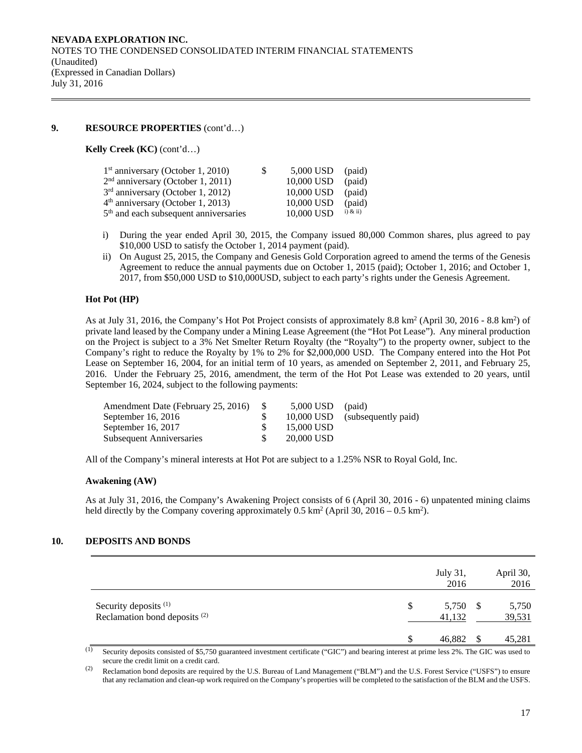## 9. RESOURCE PROPERTIES (cont'd…)

**Kelly Creek (KC)** (cont'd…)

| | | | |
|---|---|---|---|
| 1st anniversary (October 1, 2010) | $ | 5,000 USD | (paid) |
| 2nd anniversary (October 1, 2011) | | 10,000 USD | (paid) |
| 3rd anniversary (October 1, 2012) | | 10,000 USD | (paid) |
| 4th anniversary (October 1, 2013) | | 10,000 USD | (paid) |
| 5th and each subsequent anniversaries | | 10,000 USD | i) & ii) |

i) During the year ended April 30, 2015, the Company issued 80,000 Common shares, plus agreed to pay $10,000 USD to satisfy the October 1, 2014 payment (paid).

ii) On August 25, 2015, the Company and Genesis Gold Corporation agreed to amend the terms of the Genesis Agreement to reduce the annual payments due on October 1, 2015 (paid); October 1, 2016; and October 1, 2017, from $50,000 USD to $10,000USD, subject to each party's rights under the Genesis Agreement.

**Hot Pot (HP)**

As at July 31, 2016, the Company's Hot Pot Project consists of approximately 8.8 km² (April 30, 2016 - 8.8 km²) of private land leased by the Company under a Mining Lease Agreement (the "Hot Pot Lease"). Any mineral production on the Project is subject to a 3% Net Smelter Return Royalty (the "Royalty") to the property owner, subject to the Company's right to reduce the Royalty by 1% to 2% for $2,000,000 USD. The Company entered into the Hot Pot Lease on September 16, 2004, for an initial term of 10 years, as amended on September 2, 2011, and February 25, 2016. Under the February 25, 2016, amendment, the term of the Hot Pot Lease was extended to 20 years, until September 16, 2024, subject to the following payments:

| | | | |
|---|---|---|---|
| Amendment Date (February 25, 2016) | $ | 5,000 USD | (paid) |
| September 16, 2016 | $ | 10,000 USD | (subsequently paid) |
| September 16, 2017 | $ | 15,000 USD | |
| Subsequent Anniversaries | $ | 20,000 USD | |

All of the Company's mineral interests at Hot Pot are subject to a 1.25% NSR to Royal Gold, Inc.

**Awakening (AW)**

As at July 31, 2016, the Company's Awakening Project consists of 6 (April 30, 2016 - 6) unpatented mining claims held directly by the Company covering approximately 0.5 km² (April 30, 2016 – 0.5 km²).

## 10. DEPOSITS AND BONDS

| | | July 31, 2016 | | April 30, 2016 |
|---|---|---|---|---|
| Security deposits [(1)] | $ | 5,750 | $ | 5,750 |
| Reclamation bond deposits [(2)] | | 41,132 | | 39,531 |
| | $ | 46,882 | $ | 45,281 |

(1) Security deposits consisted of $5,750 guaranteed investment certificate ("GIC") and bearing interest at prime less 2%. The GIC was used to secure the credit limit on a credit card.

(2) Reclamation bond deposits are required by the U.S. Bureau of Land Management ("BLM") and the U.S. Forest Service ("USFS") to ensure that any reclamation and clean-up work required on the Company's properties will be completed to the satisfaction of the BLM and the USFS.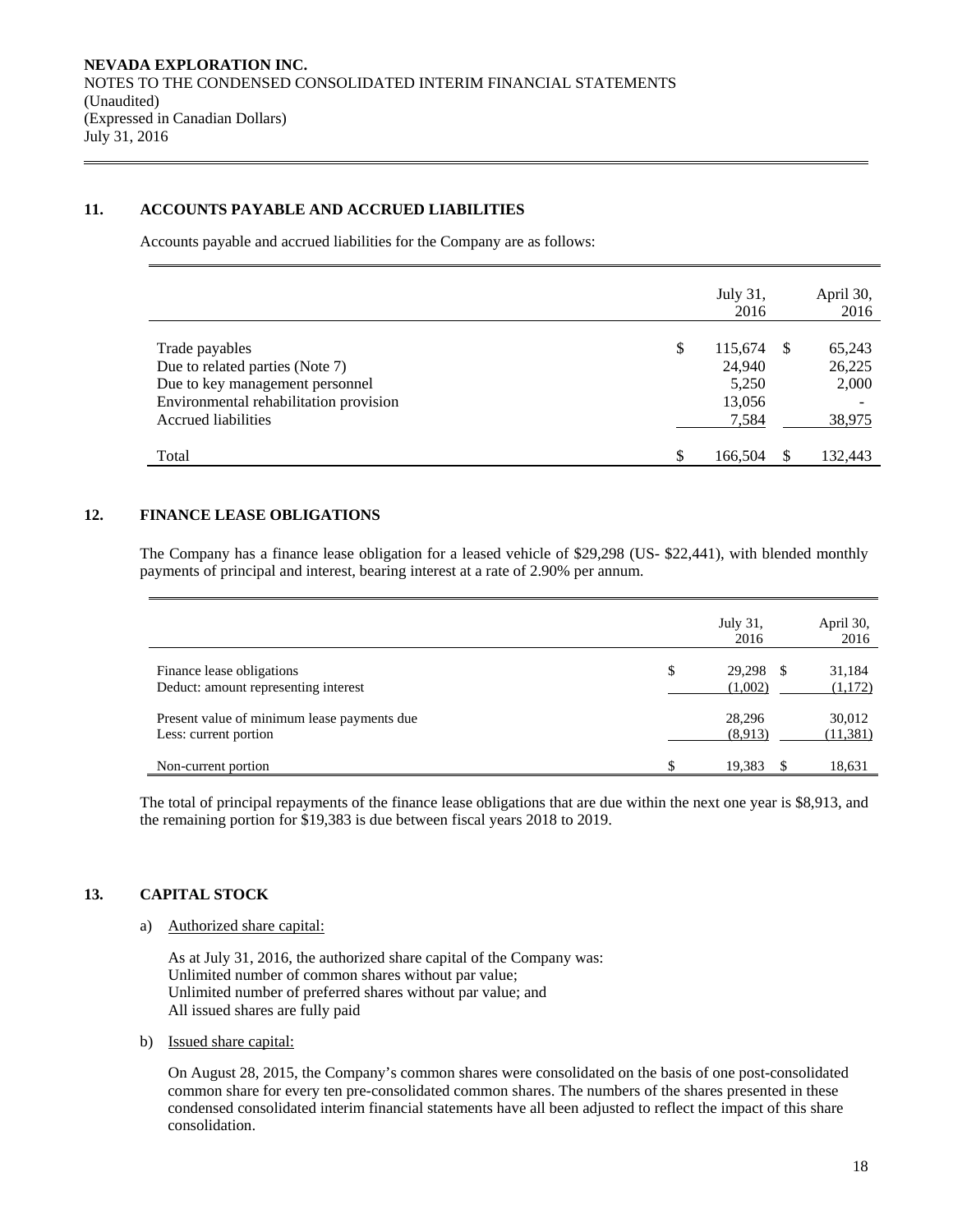NEVADA EXPLORATION INC.
NOTES TO THE CONDENSED CONSOLIDATED INTERIM FINANCIAL STATEMENTS
(Unaudited)
(Expressed in Canadian Dollars)
July 31, 2016

## 11. ACCOUNTS PAYABLE AND ACCRUED LIABILITIES

Accounts payable and accrued liabilities for the Company are as follows:

| | July 31, 2016 | April 30, 2016 |
|---|---|---|
| Trade payables | $ 115,674 | $ 65,243 |
| Due to related parties (Note 7) | 24,940 | 26,225 |
| Due to key management personnel | 5,250 | 2,000 |
| Environmental rehabilitation provision | 13,056 | - |
| Accrued liabilities | 7,584 | 38,975 |
| Total | $ 166,504 | $ 132,443 |

## 12. FINANCE LEASE OBLIGATIONS

The Company has a finance lease obligation for a leased vehicle of $29,298 (US- $22,441), with blended monthly payments of principal and interest, bearing interest at a rate of 2.90% per annum.

| | July 31, 2016 | April 30, 2016 |
|---|---|---|
| Finance lease obligations | $ 29,298 | $ 31,184 |
| Deduct: amount representing interest | (1,002) | (1,172) |
| Present value of minimum lease payments due | 28,296 | 30,012 |
| Less: current portion | (8,913) | (11,381) |
| Non-current portion | $ 19,383 | $ 18,631 |

The total of principal repayments of the finance lease obligations that are due within the next one year is $8,913, and the remaining portion for $19,383 is due between fiscal years 2018 to 2019.

## 13. CAPITAL STOCK

a) Authorized share capital:

As at July 31, 2016, the authorized share capital of the Company was:
Unlimited number of common shares without par value;
Unlimited number of preferred shares without par value; and
All issued shares are fully paid

b) Issued share capital:

On August 28, 2015, the Company's common shares were consolidated on the basis of one post-consolidated common share for every ten pre-consolidated common shares. The numbers of the shares presented in these condensed consolidated interim financial statements have all been adjusted to reflect the impact of this share consolidation.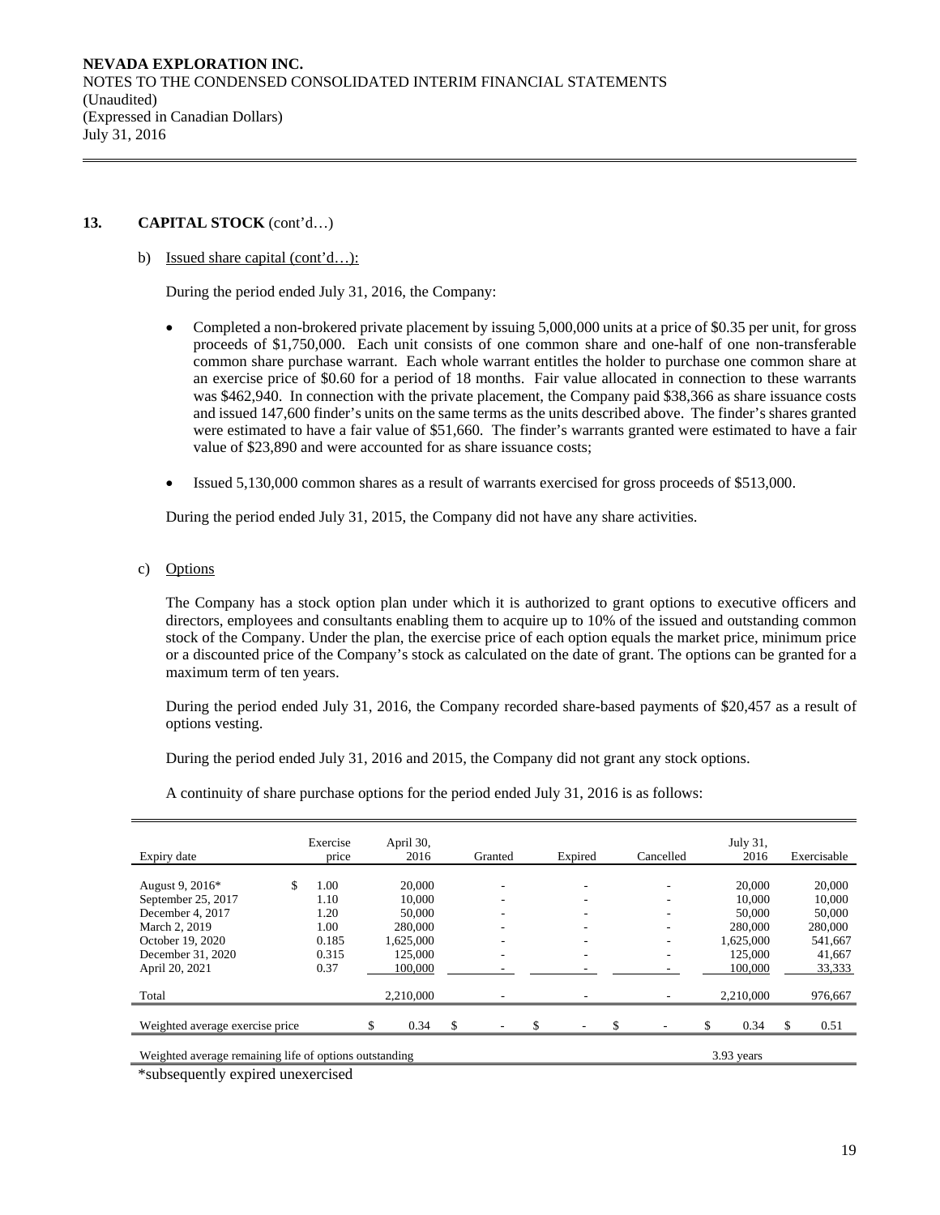**NEVADA EXPLORATION INC.**
NOTES TO THE CONDENSED CONSOLIDATED INTERIM FINANCIAL STATEMENTS
(Unaudited)
(Expressed in Canadian Dollars)
July 31, 2016

## 13. CAPITAL STOCK (cont'd…)

b) Issued share capital (cont'd…):

During the period ended July 31, 2016, the Company:

- Completed a non-brokered private placement by issuing 5,000,000 units at a price of $0.35 per unit, for gross proceeds of $1,750,000. Each unit consists of one common share and one-half of one non-transferable common share purchase warrant. Each whole warrant entitles the holder to purchase one common share at an exercise price of $0.60 for a period of 18 months. Fair value allocated in connection to these warrants was $462,940. In connection with the private placement, the Company paid $38,366 as share issuance costs and issued 147,600 finder's units on the same terms as the units described above. The finder's shares granted were estimated to have a fair value of $51,660. The finder's warrants granted were estimated to have a fair value of $23,890 and were accounted for as share issuance costs;

- Issued 5,130,000 common shares as a result of warrants exercised for gross proceeds of $513,000.

During the period ended July 31, 2015, the Company did not have any share activities.

c) Options

The Company has a stock option plan under which it is authorized to grant options to executive officers and directors, employees and consultants enabling them to acquire up to 10% of the issued and outstanding common stock of the Company. Under the plan, the exercise price of each option equals the market price, minimum price or a discounted price of the Company's stock as calculated on the date of grant. The options can be granted for a maximum term of ten years.

During the period ended July 31, 2016, the Company recorded share-based payments of $20,457 as a result of options vesting.

During the period ended July 31, 2016 and 2015, the Company did not grant any stock options.

A continuity of share purchase options for the period ended July 31, 2016 is as follows:

| Expiry date | Exercise price | April 30, 2016 | Granted | Expired | Cancelled | July 31, 2016 | Exercisable |
|---|---|---|---|---|---|---|---|
| August 9, 2016* | $ 1.00 | 20,000 | - | - | - | 20,000 | 20,000 |
| September 25, 2017 | 1.10 | 10,000 | - | - | - | 10,000 | 10,000 |
| December 4, 2017 | 1.20 | 50,000 | - | - | - | 50,000 | 50,000 |
| March 2, 2019 | 1.00 | 280,000 | - | - | - | 280,000 | 280,000 |
| October 19, 2020 | 0.185 | 1,625,000 | - | - | - | 1,625,000 | 541,667 |
| December 31, 2020 | 0.315 | 125,000 | - | - | - | 125,000 | 41,667 |
| April 20, 2021 | 0.37 | 100,000 | - | - | - | 100,000 | 33,333 |
| Total | | 2,210,000 | - | - | - | 2,210,000 | 976,667 |
| Weighted average exercise price | | $ 0.34 | $ - | $ - | $ - | $ 0.34 | $ 0.51 |
| Weighted average remaining life of options outstanding | | | | | | 3.93 years | |

*subsequently expired unexercised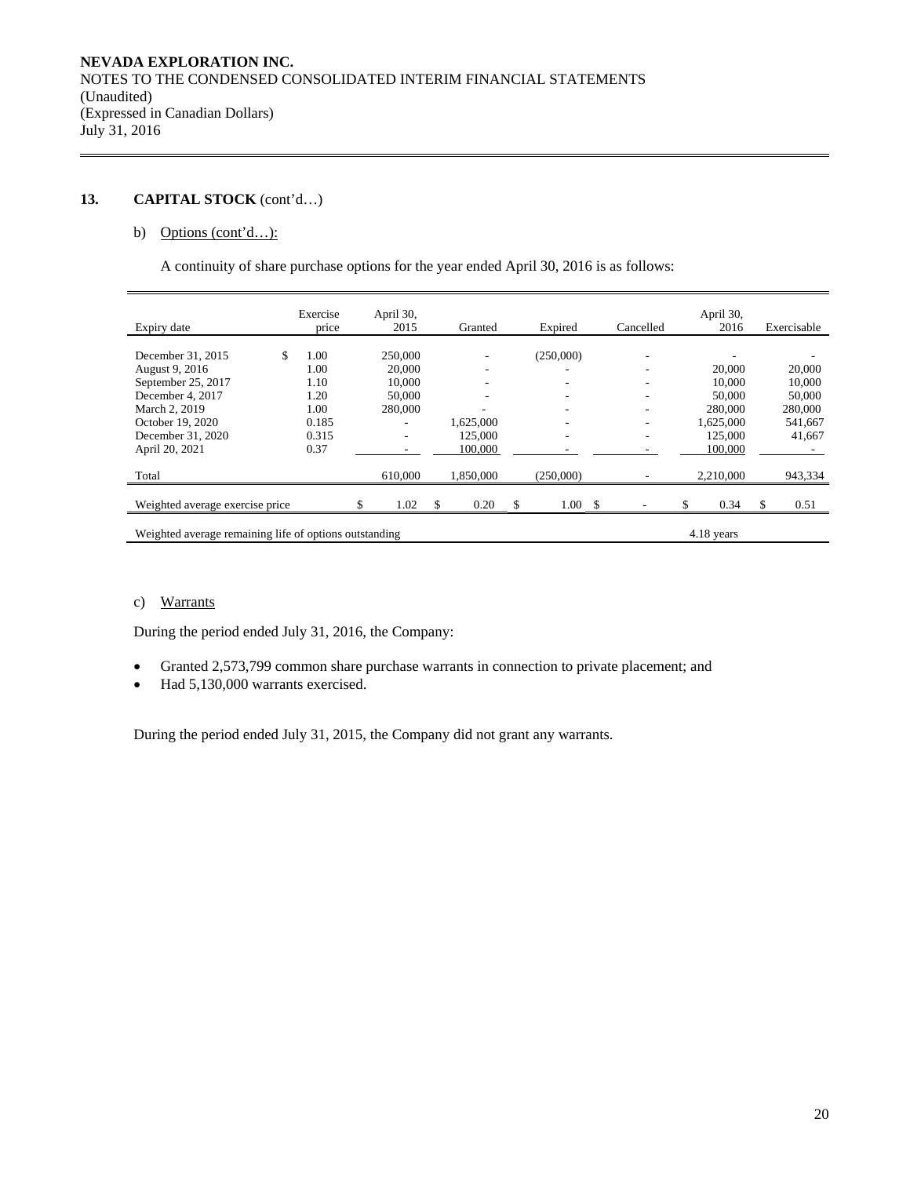NEVADA EXPLORATION INC.
NOTES TO THE CONDENSED CONSOLIDATED INTERIM FINANCIAL STATEMENTS
(Unaudited)
(Expressed in Canadian Dollars)
July 31, 2016

## 13. CAPITAL STOCK (cont'd…)

b) Options (cont'd…):

A continuity of share purchase options for the year ended April 30, 2016 is as follows:

| Expiry date | Exercise price | April 30, 2015 | Granted | Expired | Cancelled | April 30, 2016 | Exercisable |
|---|---|---|---|---|---|---|---|
| December 31, 2015 | $ 1.00 | 250,000 | - | (250,000) | - | - | - |
| August 9, 2016 | 1.00 | 20,000 | - | - | - | 20,000 | 20,000 |
| September 25, 2017 | 1.10 | 10,000 | - | - | - | 10,000 | 10,000 |
| December 4, 2017 | 1.20 | 50,000 | - | - | - | 50,000 | 50,000 |
| March 2, 2019 | 1.00 | 280,000 | - | - | - | 280,000 | 280,000 |
| October 19, 2020 | 0.185 | - | 1,625,000 | - | - | 1,625,000 | 541,667 |
| December 31, 2020 | 0.315 | - | 125,000 | - | - | 125,000 | 41,667 |
| April 20, 2021 | 0.37 | - | 100,000 | - | - | 100,000 | - |
| Total | | 610,000 | 1,850,000 | (250,000) | - | 2,210,000 | 943,334 |
| Weighted average exercise price | | $ 1.02 | $ 0.20 | $ 1.00 | $ - | $ 0.34 | $ 0.51 |
| Weighted average remaining life of options outstanding | | | | | | 4.18 years | |

c) Warrants

During the period ended July 31, 2016, the Company:

- Granted 2,573,799 common share purchase warrants in connection to private placement; and
- Had 5,130,000 warrants exercised.

During the period ended July 31, 2015, the Company did not grant any warrants.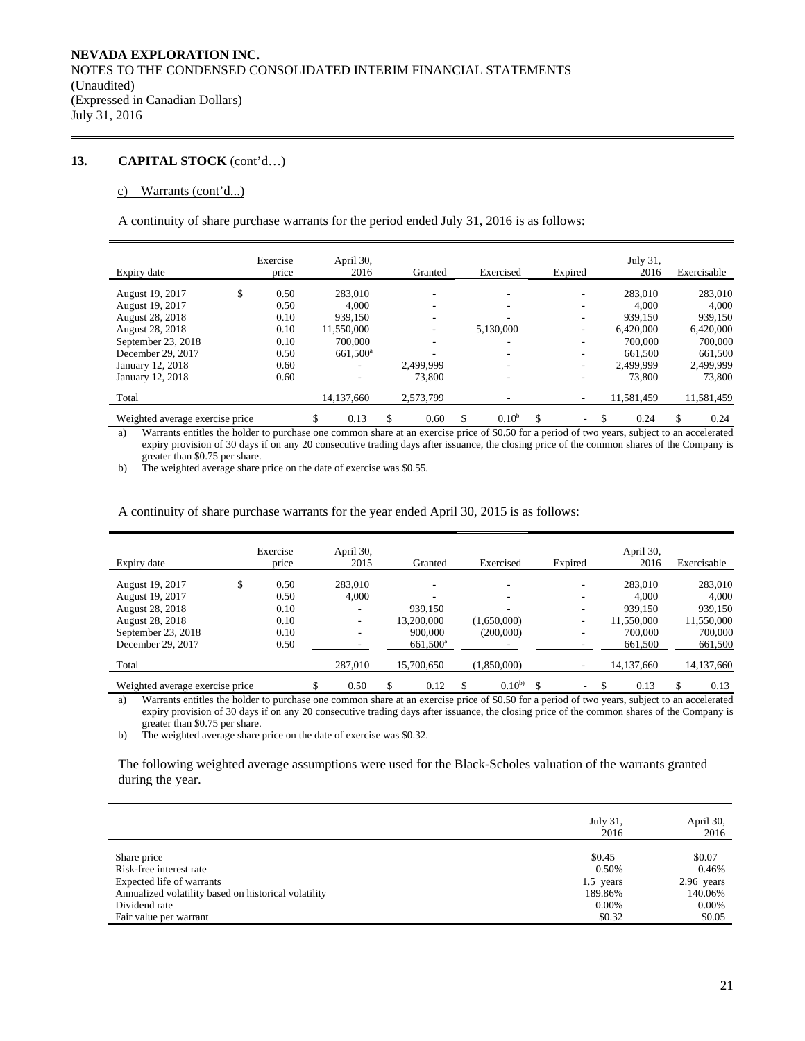**NEVADA EXPLORATION INC.**
NOTES TO THE CONDENSED CONSOLIDATED INTERIM FINANCIAL STATEMENTS
(Unaudited)
(Expressed in Canadian Dollars)
July 31, 2016

## 13. CAPITAL STOCK (cont'd…)

### c) Warrants (cont'd...)

A continuity of share purchase warrants for the period ended July 31, 2016 is as follows:

| Expiry date | Exercise price | April 30, 2016 | Granted | Exercised | Expired | July 31, 2016 | Exercisable |
|---|---|---|---|---|---|---|---|
| August 19, 2017 | $ 0.50 | 283,010 | - | - | - | 283,010 | 283,010 |
| August 19, 2017 | 0.50 | 4,000 | - | - | - | 4,000 | 4,000 |
| August 28, 2018 | 0.10 | 939,150 | - | - | - | 939,150 | 939,150 |
| August 28, 2018 | 0.10 | 11,550,000 | - | 5,130,000 | - | 6,420,000 | 6,420,000 |
| September 23, 2018 | 0.10 | 700,000 | - | - | - | 700,000 | 700,000 |
| December 29, 2017 | 0.50 | 661,500[a] | - | - | - | 661,500 | 661,500 |
| January 12, 2018 | 0.60 | - | 2,499,999 | - | - | 2,499,999 | 2,499,999 |
| January 12, 2018 | 0.60 | - | 73,800 | - | - | 73,800 | 73,800 |
| Total | | 14,137,660 | 2,573,799 | - | - | 11,581,459 | 11,581,459 |
| Weighted average exercise price | | $ 0.13 | $ 0.60 | $ 0.10[b] | $ - | $ 0.24 | $ 0.24 |

a) Warrants entitles the holder to purchase one common share at an exercise price of $0.50 for a period of two years, subject to an accelerated expiry provision of 30 days if on any 20 consecutive trading days after issuance, the closing price of the common shares of the Company is greater than $0.75 per share.

b) The weighted average share price on the date of exercise was $0.55.

A continuity of share purchase warrants for the year ended April 30, 2015 is as follows:

| Expiry date | Exercise price | April 30, 2015 | Granted | Exercised | Expired | April 30, 2016 | Exercisable |
|---|---|---|---|---|---|---|---|
| August 19, 2017 | $ 0.50 | 283,010 | - | - | - | 283,010 | 283,010 |
| August 19, 2017 | 0.50 | 4,000 | - | - | - | 4,000 | 4,000 |
| August 28, 2018 | 0.10 | - | 939,150 | - | - | 939,150 | 939,150 |
| August 28, 2018 | 0.10 | - | 13,200,000 | (1,650,000) | - | 11,550,000 | 11,550,000 |
| September 23, 2018 | 0.10 | - | 900,000 | (200,000) | - | 700,000 | 700,000 |
| December 29, 2017 | 0.50 | - | 661,500[a] | - | - | 661,500 | 661,500 |
| Total | | 287,010 | 15,700,650 | (1,850,000) | - | 14,137,660 | 14,137,660 |
| Weighted average exercise price | | $ 0.50 | $ 0.12 | $ 0.10[b] | $ - | $ 0.13 | $ 0.13 |

a) Warrants entitles the holder to purchase one common share at an exercise price of $0.50 for a period of two years, subject to an accelerated expiry provision of 30 days if on any 20 consecutive trading days after issuance, the closing price of the common shares of the Company is greater than $0.75 per share.

b) The weighted average share price on the date of exercise was $0.32.

The following weighted average assumptions were used for the Black-Scholes valuation of the warrants granted during the year.

| | July 31, 2016 | April 30, 2016 |
|---|---|---|
| Share price | $0.45 | $0.07 |
| Risk-free interest rate | 0.50% | 0.46% |
| Expected life of warrants | 1.5 years | 2.96 years |
| Annualized volatility based on historical volatility | 189.86% | 140.06% |
| Dividend rate | 0.00% | 0.00% |
| Fair value per warrant | $0.32 | $0.05 |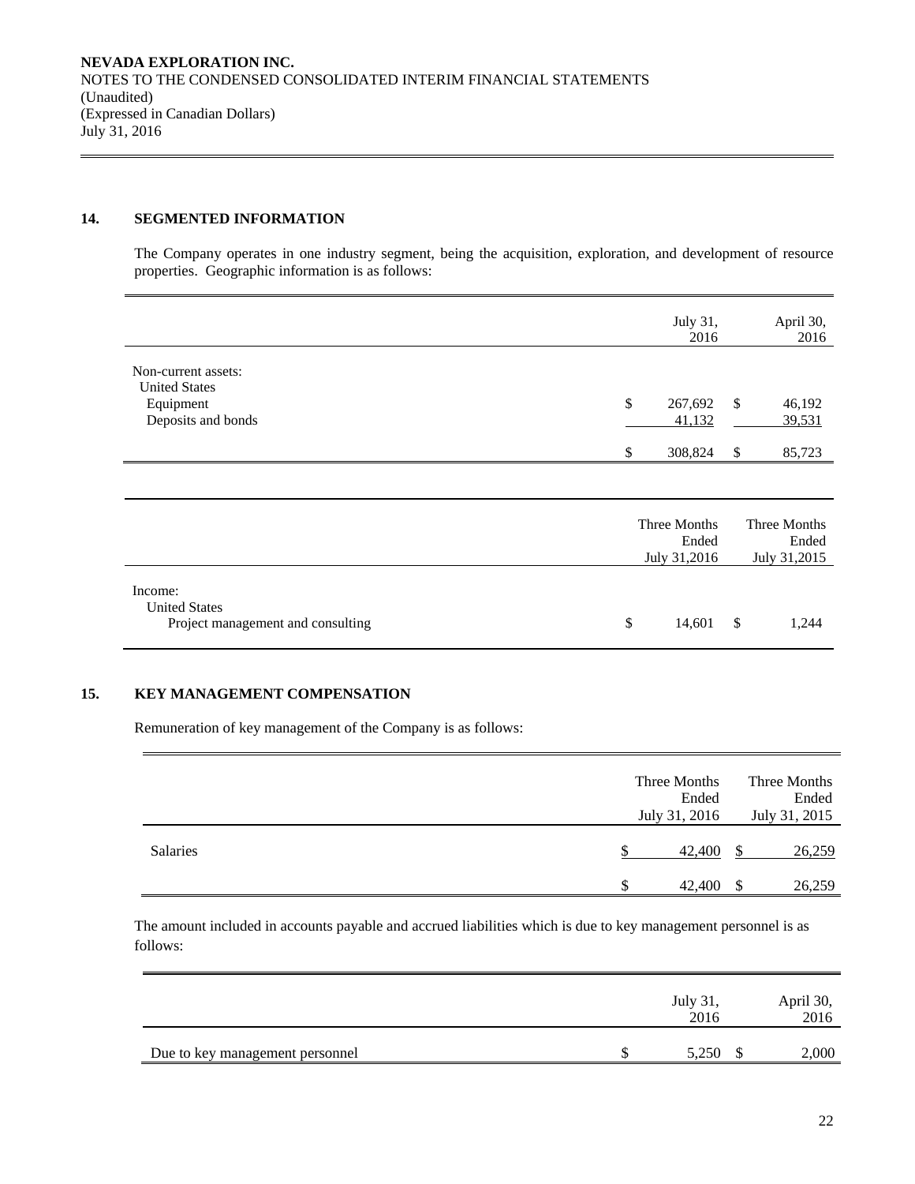**NEVADA EXPLORATION INC.**
NOTES TO THE CONDENSED CONSOLIDATED INTERIM FINANCIAL STATEMENTS
(Unaudited)
(Expressed in Canadian Dollars)
July 31, 2016

## 14. SEGMENTED INFORMATION

The Company operates in one industry segment, being the acquisition, exploration, and development of resource properties. Geographic information is as follows:

| | July 31, 2016 | April 30, 2016 |
|---|---|---|
| Non-current assets: | | |
| United States | | |
| Equipment | $ 267,692 | $ 46,192 |
| Deposits and bonds | 41,132 | 39,531 |
| | $ 308,824 | $ 85,723 |

| | Three Months Ended July 31,2016 | Three Months Ended July 31,2015 |
|---|---|---|
| Income: | | |
| United States | | |
| Project management and consulting | $ 14,601 | $ 1,244 |

## 15. KEY MANAGEMENT COMPENSATION

Remuneration of key management of the Company is as follows:

| | Three Months Ended July 31, 2016 | Three Months Ended July 31, 2015 |
|---|---|---|
| Salaries | $ 42,400 | $ 26,259 |
| | $ 42,400 | $ 26,259 |

The amount included in accounts payable and accrued liabilities which is due to key management personnel is as follows:

| | July 31, 2016 | April 30, 2016 |
|---|---|---|
| Due to key management personnel | $ 5,250 | $ 2,000 |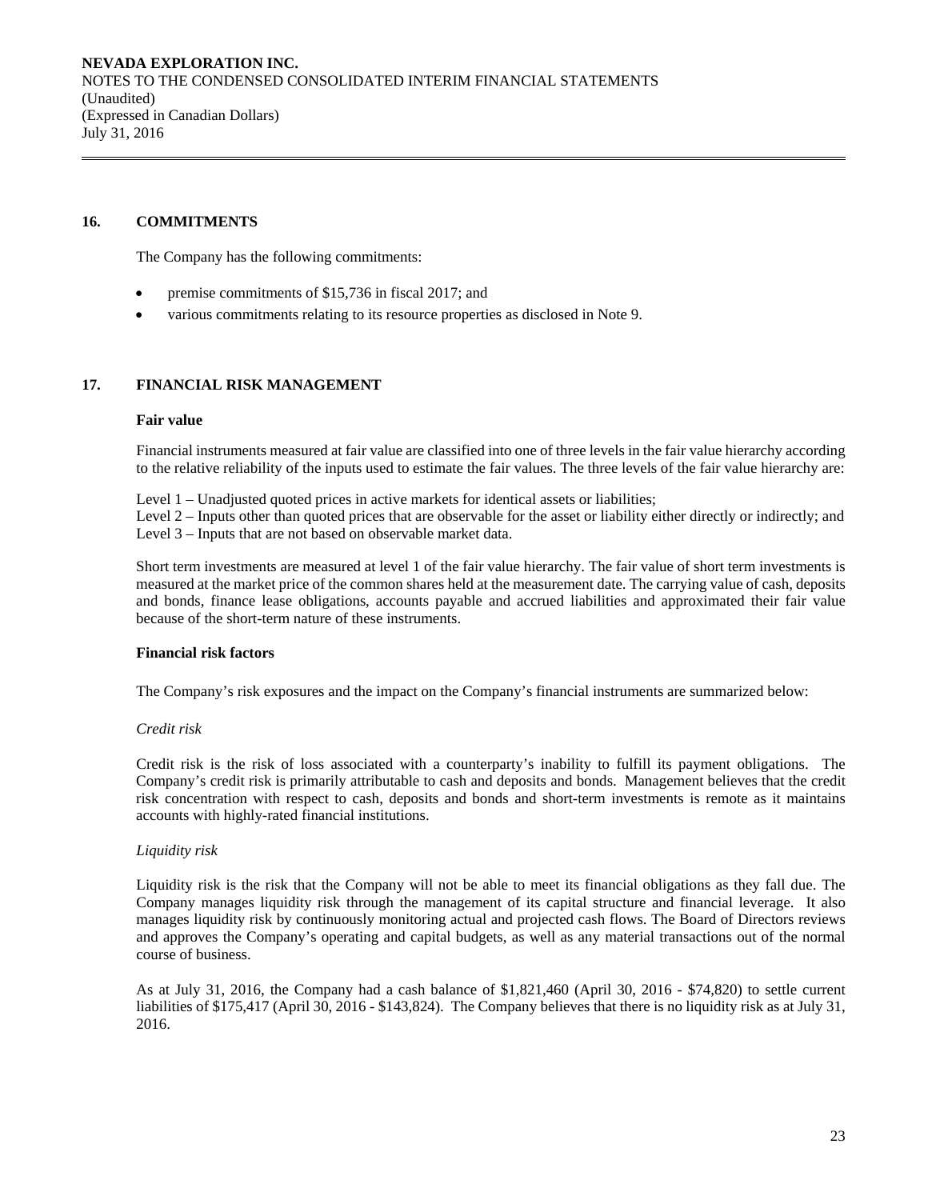## 16. COMMITMENTS

The Company has the following commitments:

- premise commitments of $15,736 in fiscal 2017; and
- various commitments relating to its resource properties as disclosed in Note 9.

## 17. FINANCIAL RISK MANAGEMENT

**Fair value**

Financial instruments measured at fair value are classified into one of three levels in the fair value hierarchy according to the relative reliability of the inputs used to estimate the fair values. The three levels of the fair value hierarchy are:

Level 1 – Unadjusted quoted prices in active markets for identical assets or liabilities;
Level 2 – Inputs other than quoted prices that are observable for the asset or liability either directly or indirectly; and
Level 3 – Inputs that are not based on observable market data.

Short term investments are measured at level 1 of the fair value hierarchy. The fair value of short term investments is measured at the market price of the common shares held at the measurement date. The carrying value of cash, deposits and bonds, finance lease obligations, accounts payable and accrued liabilities and approximated their fair value because of the short-term nature of these instruments.

**Financial risk factors**

The Company's risk exposures and the impact on the Company's financial instruments are summarized below:

*Credit risk*

Credit risk is the risk of loss associated with a counterparty's inability to fulfill its payment obligations. The Company's credit risk is primarily attributable to cash and deposits and bonds. Management believes that the credit risk concentration with respect to cash, deposits and bonds and short-term investments is remote as it maintains accounts with highly-rated financial institutions.

*Liquidity risk*

Liquidity risk is the risk that the Company will not be able to meet its financial obligations as they fall due. The Company manages liquidity risk through the management of its capital structure and financial leverage. It also manages liquidity risk by continuously monitoring actual and projected cash flows. The Board of Directors reviews and approves the Company's operating and capital budgets, as well as any material transactions out of the normal course of business.

As at July 31, 2016, the Company had a cash balance of $1,821,460 (April 30, 2016 - $74,820) to settle current liabilities of $175,417 (April 30, 2016 - $143,824). The Company believes that there is no liquidity risk as at July 31, 2016.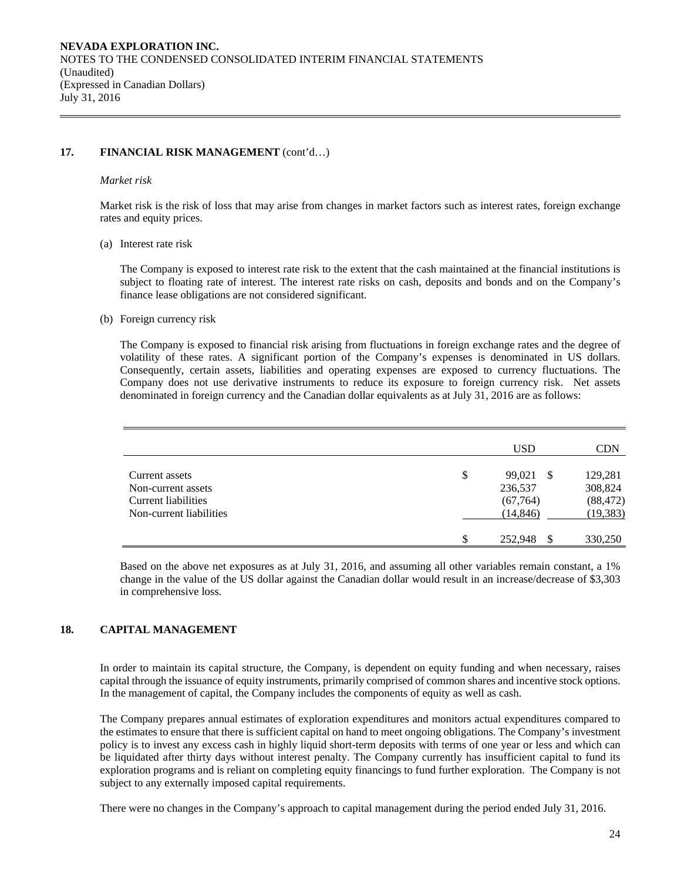## 17. FINANCIAL RISK MANAGEMENT (cont'd…)

*Market risk*

Market risk is the risk of loss that may arise from changes in market factors such as interest rates, foreign exchange rates and equity prices.

(a) Interest rate risk

The Company is exposed to interest rate risk to the extent that the cash maintained at the financial institutions is subject to floating rate of interest. The interest rate risks on cash, deposits and bonds and on the Company's finance lease obligations are not considered significant.

(b) Foreign currency risk

The Company is exposed to financial risk arising from fluctuations in foreign exchange rates and the degree of volatility of these rates. A significant portion of the Company's expenses is denominated in US dollars. Consequently, certain assets, liabilities and operating expenses are exposed to currency fluctuations. The Company does not use derivative instruments to reduce its exposure to foreign currency risk. Net assets denominated in foreign currency and the Canadian dollar equivalents as at July 31, 2016 are as follows:

| | USD | CDN |
|---|---|---|
| Current assets | $ 99,021 | $ 129,281 |
| Non-current assets | 236,537 | 308,824 |
| Current liabilities | (67,764) | (88,472) |
| Non-current liabilities | (14,846) | (19,383) |
| | $ 252,948 | $ 330,250 |

Based on the above net exposures as at July 31, 2016, and assuming all other variables remain constant, a 1% change in the value of the US dollar against the Canadian dollar would result in an increase/decrease of $3,303 in comprehensive loss.

## 18. CAPITAL MANAGEMENT

In order to maintain its capital structure, the Company, is dependent on equity funding and when necessary, raises capital through the issuance of equity instruments, primarily comprised of common shares and incentive stock options. In the management of capital, the Company includes the components of equity as well as cash.

The Company prepares annual estimates of exploration expenditures and monitors actual expenditures compared to the estimates to ensure that there is sufficient capital on hand to meet ongoing obligations. The Company's investment policy is to invest any excess cash in highly liquid short-term deposits with terms of one year or less and which can be liquidated after thirty days without interest penalty. The Company currently has insufficient capital to fund its exploration programs and is reliant on completing equity financings to fund further exploration. The Company is not subject to any externally imposed capital requirements.

There were no changes in the Company's approach to capital management during the period ended July 31, 2016.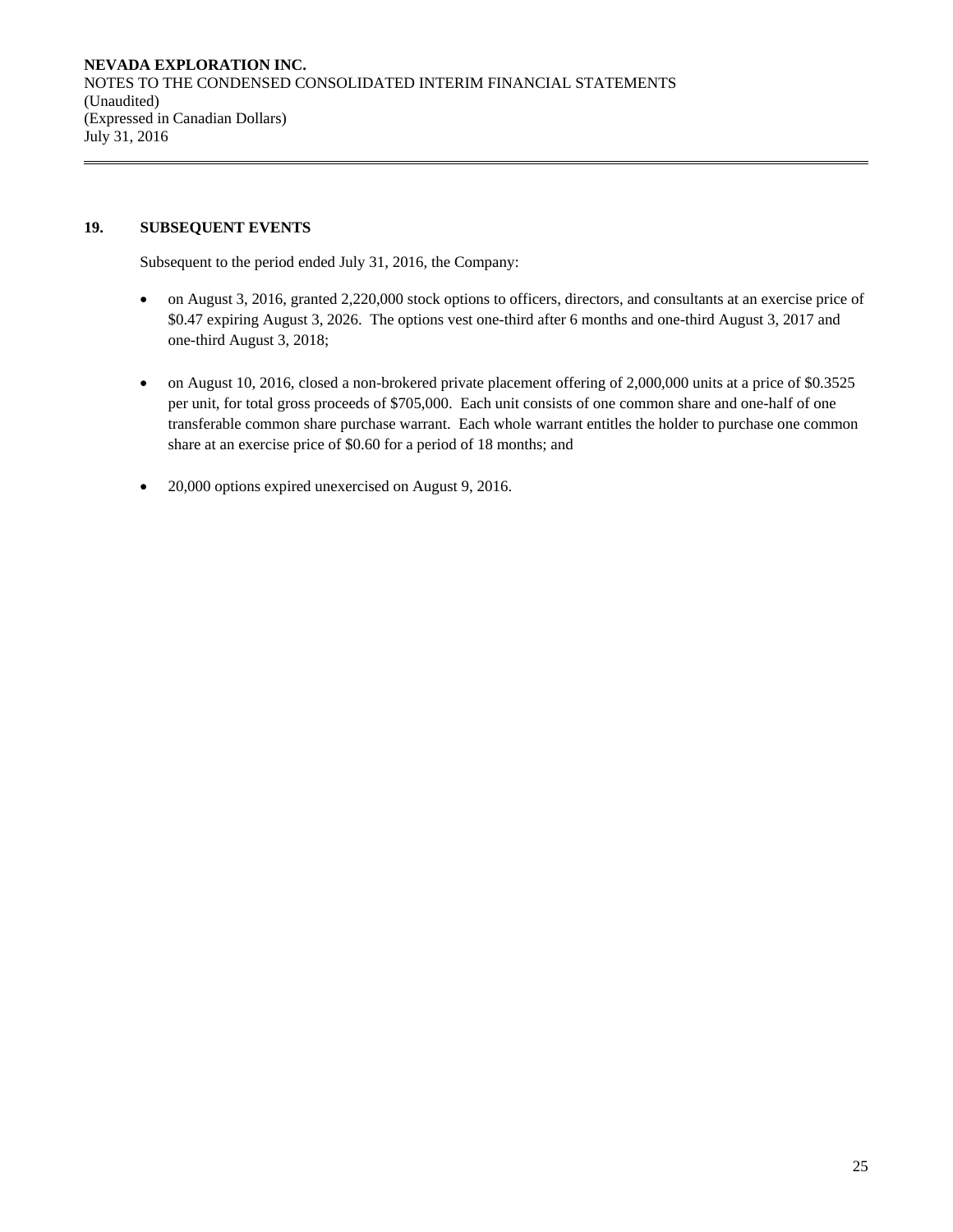## 19. SUBSEQUENT EVENTS

Subsequent to the period ended July 31, 2016, the Company:

- on August 3, 2016, granted 2,220,000 stock options to officers, directors, and consultants at an exercise price of $0.47 expiring August 3, 2026. The options vest one-third after 6 months and one-third August 3, 2017 and one-third August 3, 2018;

- on August 10, 2016, closed a non-brokered private placement offering of 2,000,000 units at a price of $0.3525 per unit, for total gross proceeds of $705,000. Each unit consists of one common share and one-half of one transferable common share purchase warrant. Each whole warrant entitles the holder to purchase one common share at an exercise price of $0.60 for a period of 18 months; and

- 20,000 options expired unexercised on August 9, 2016.